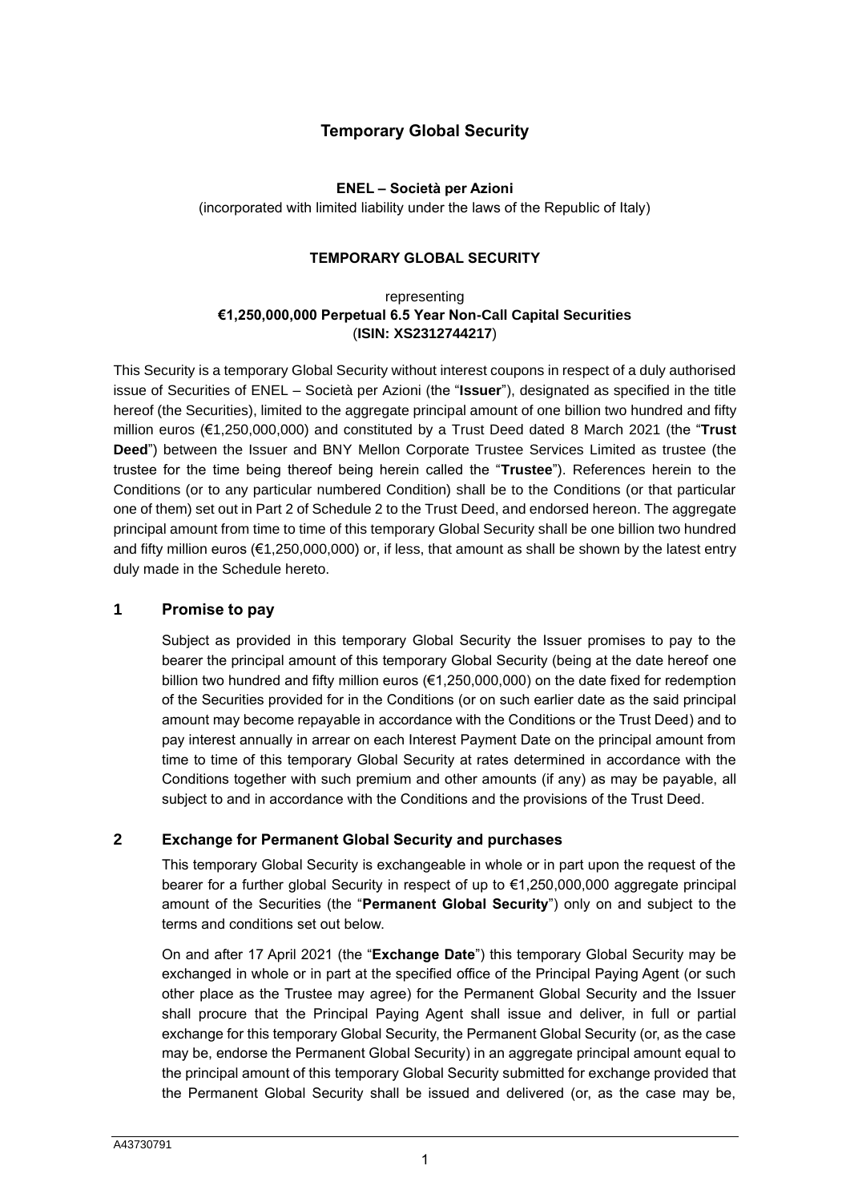# Temporary Global Security

**ENEL – Società per Azioni**

(incorporated with limited liability under the laws of the Republic of Italy)

**TEMPORARY GLOBAL SECURITY**

representing

**€1,250,000,000 Perpetual 6.5 Year Non-Call Capital Securities**

(**ISIN: XS2312744217**)

This Security is a temporary Global Security without interest coupons in respect of a duly authorised issue of Securities of ENEL – Società per Azioni (the "**Issuer**"), designated as specified in the title hereof (the Securities), limited to the aggregate principal amount of one billion two hundred and fifty million euros (€1,250,000,000) and constituted by a Trust Deed dated 8 March 2021 (the "**Trust Deed**") between the Issuer and BNY Mellon Corporate Trustee Services Limited as trustee (the trustee for the time being thereof being herein called the "**Trustee**"). References herein to the Conditions (or to any particular numbered Condition) shall be to the Conditions (or that particular one of them) set out in Part 2 of Schedule 2 to the Trust Deed, and endorsed hereon. The aggregate principal amount from time to time of this temporary Global Security shall be one billion two hundred and fifty million euros (€1,250,000,000) or, if less, that amount as shall be shown by the latest entry duly made in the Schedule hereto.

## 1 Promise to pay

Subject as provided in this temporary Global Security the Issuer promises to pay to the bearer the principal amount of this temporary Global Security (being at the date hereof one billion two hundred and fifty million euros (€1,250,000,000) on the date fixed for redemption of the Securities provided for in the Conditions (or on such earlier date as the said principal amount may become repayable in accordance with the Conditions or the Trust Deed) and to pay interest annually in arrear on each Interest Payment Date on the principal amount from time to time of this temporary Global Security at rates determined in accordance with the Conditions together with such premium and other amounts (if any) as may be payable, all subject to and in accordance with the Conditions and the provisions of the Trust Deed.

## 2 Exchange for Permanent Global Security and purchases

This temporary Global Security is exchangeable in whole or in part upon the request of the bearer for a further global Security in respect of up to €1,250,000,000 aggregate principal amount of the Securities (the "**Permanent Global Security**") only on and subject to the terms and conditions set out below.

On and after 17 April 2021 (the "**Exchange Date**") this temporary Global Security may be exchanged in whole or in part at the specified office of the Principal Paying Agent (or such other place as the Trustee may agree) for the Permanent Global Security and the Issuer shall procure that the Principal Paying Agent shall issue and deliver, in full or partial exchange for this temporary Global Security, the Permanent Global Security (or, as the case may be, endorse the Permanent Global Security) in an aggregate principal amount equal to the principal amount of this temporary Global Security submitted for exchange provided that the Permanent Global Security shall be issued and delivered (or, as the case may be,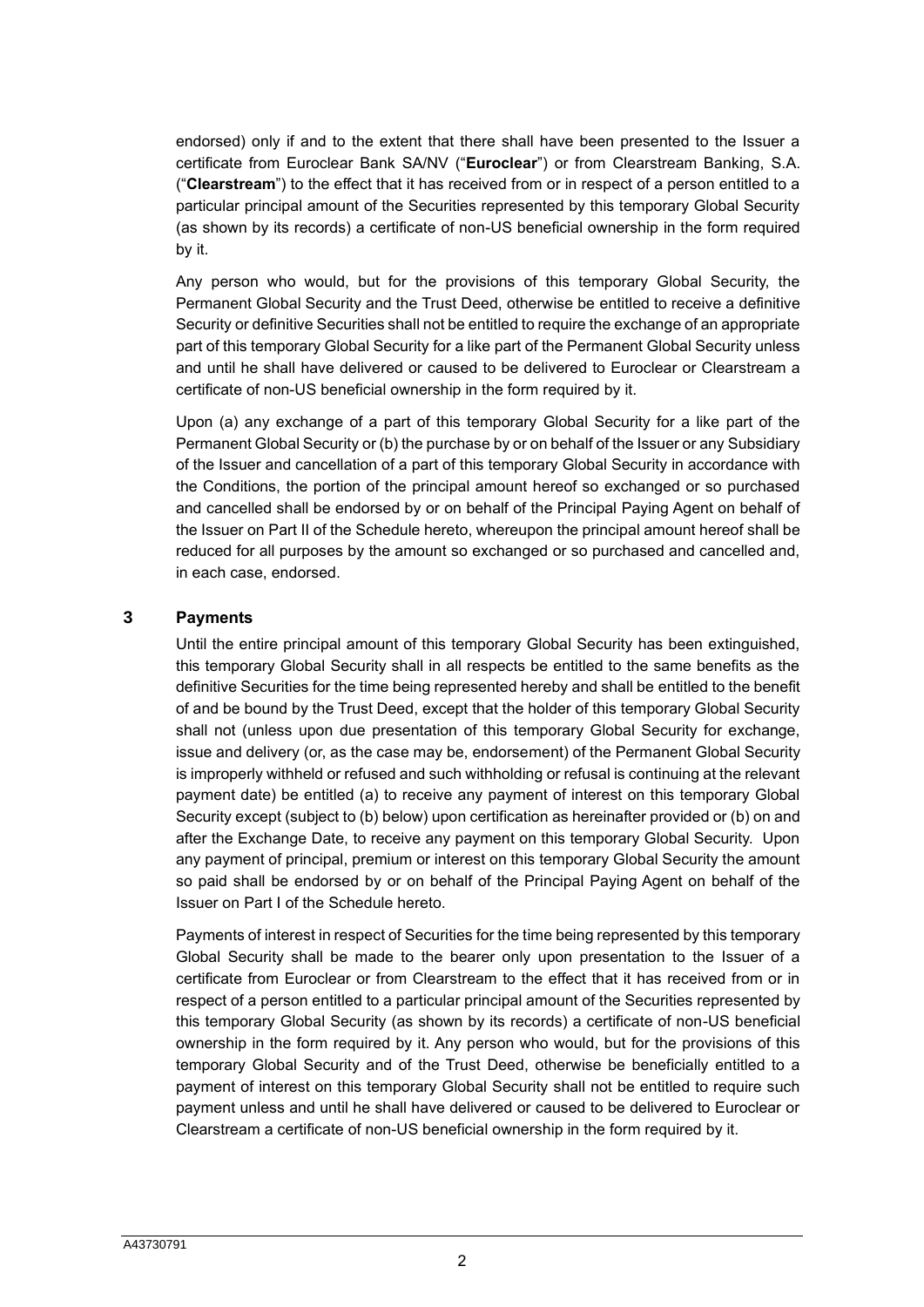endorsed) only if and to the extent that there shall have been presented to the Issuer a certificate from Euroclear Bank SA/NV ("**Euroclear**") or from Clearstream Banking, S.A. ("**Clearstream**") to the effect that it has received from or in respect of a person entitled to a particular principal amount of the Securities represented by this temporary Global Security (as shown by its records) a certificate of non-US beneficial ownership in the form required by it.

Any person who would, but for the provisions of this temporary Global Security, the Permanent Global Security and the Trust Deed, otherwise be entitled to receive a definitive Security or definitive Securities shall not be entitled to require the exchange of an appropriate part of this temporary Global Security for a like part of the Permanent Global Security unless and until he shall have delivered or caused to be delivered to Euroclear or Clearstream a certificate of non-US beneficial ownership in the form required by it.

Upon (a) any exchange of a part of this temporary Global Security for a like part of the Permanent Global Security or (b) the purchase by or on behalf of the Issuer or any Subsidiary of the Issuer and cancellation of a part of this temporary Global Security in accordance with the Conditions, the portion of the principal amount hereof so exchanged or so purchased and cancelled shall be endorsed by or on behalf of the Principal Paying Agent on behalf of the Issuer on Part II of the Schedule hereto, whereupon the principal amount hereof shall be reduced for all purposes by the amount so exchanged or so purchased and cancelled and, in each case, endorsed.

## 3 Payments

Until the entire principal amount of this temporary Global Security has been extinguished, this temporary Global Security shall in all respects be entitled to the same benefits as the definitive Securities for the time being represented hereby and shall be entitled to the benefit of and be bound by the Trust Deed, except that the holder of this temporary Global Security shall not (unless upon due presentation of this temporary Global Security for exchange, issue and delivery (or, as the case may be, endorsement) of the Permanent Global Security is improperly withheld or refused and such withholding or refusal is continuing at the relevant payment date) be entitled (a) to receive any payment of interest on this temporary Global Security except (subject to (b) below) upon certification as hereinafter provided or (b) on and after the Exchange Date, to receive any payment on this temporary Global Security. Upon any payment of principal, premium or interest on this temporary Global Security the amount so paid shall be endorsed by or on behalf of the Principal Paying Agent on behalf of the Issuer on Part I of the Schedule hereto.

Payments of interest in respect of Securities for the time being represented by this temporary Global Security shall be made to the bearer only upon presentation to the Issuer of a certificate from Euroclear or from Clearstream to the effect that it has received from or in respect of a person entitled to a particular principal amount of the Securities represented by this temporary Global Security (as shown by its records) a certificate of non-US beneficial ownership in the form required by it. Any person who would, but for the provisions of this temporary Global Security and of the Trust Deed, otherwise be beneficially entitled to a payment of interest on this temporary Global Security shall not be entitled to require such payment unless and until he shall have delivered or caused to be delivered to Euroclear or Clearstream a certificate of non-US beneficial ownership in the form required by it.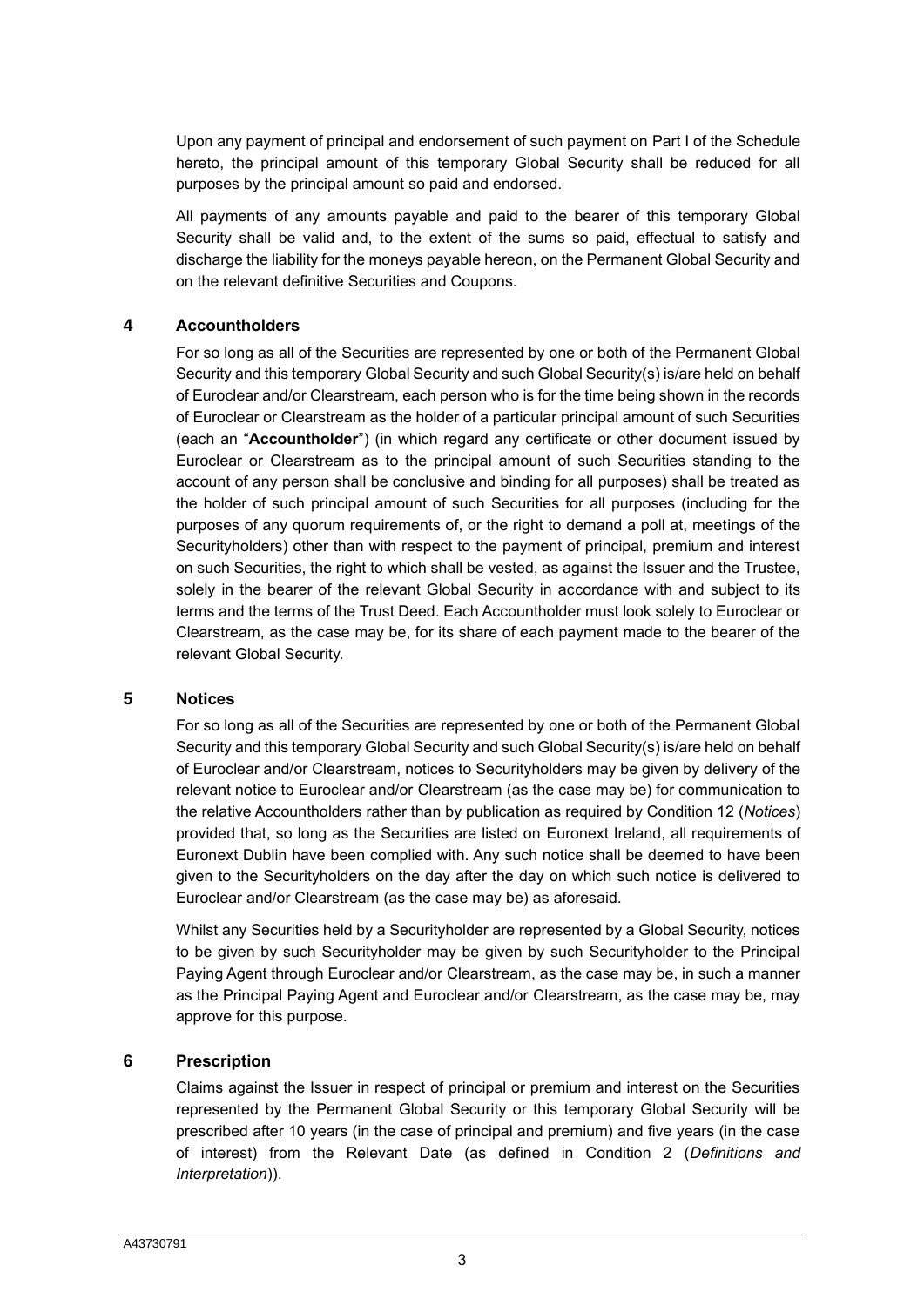Upon any payment of principal and endorsement of such payment on Part I of the Schedule hereto, the principal amount of this temporary Global Security shall be reduced for all purposes by the principal amount so paid and endorsed.

All payments of any amounts payable and paid to the bearer of this temporary Global Security shall be valid and, to the extent of the sums so paid, effectual to satisfy and discharge the liability for the moneys payable hereon, on the Permanent Global Security and on the relevant definitive Securities and Coupons.

## 4 Accountholders

For so long as all of the Securities are represented by one or both of the Permanent Global Security and this temporary Global Security and such Global Security(s) is/are held on behalf of Euroclear and/or Clearstream, each person who is for the time being shown in the records of Euroclear or Clearstream as the holder of a particular principal amount of such Securities (each an "**Accountholder**") (in which regard any certificate or other document issued by Euroclear or Clearstream as to the principal amount of such Securities standing to the account of any person shall be conclusive and binding for all purposes) shall be treated as the holder of such principal amount of such Securities for all purposes (including for the purposes of any quorum requirements of, or the right to demand a poll at, meetings of the Securityholders) other than with respect to the payment of principal, premium and interest on such Securities, the right to which shall be vested, as against the Issuer and the Trustee, solely in the bearer of the relevant Global Security in accordance with and subject to its terms and the terms of the Trust Deed. Each Accountholder must look solely to Euroclear or Clearstream, as the case may be, for its share of each payment made to the bearer of the relevant Global Security.

## 5 Notices

For so long as all of the Securities are represented by one or both of the Permanent Global Security and this temporary Global Security and such Global Security(s) is/are held on behalf of Euroclear and/or Clearstream, notices to Securityholders may be given by delivery of the relevant notice to Euroclear and/or Clearstream (as the case may be) for communication to the relative Accountholders rather than by publication as required by Condition 12 (*Notices*) provided that, so long as the Securities are listed on Euronext Ireland, all requirements of Euronext Dublin have been complied with. Any such notice shall be deemed to have been given to the Securityholders on the day after the day on which such notice is delivered to Euroclear and/or Clearstream (as the case may be) as aforesaid.

Whilst any Securities held by a Securityholder are represented by a Global Security, notices to be given by such Securityholder may be given by such Securityholder to the Principal Paying Agent through Euroclear and/or Clearstream, as the case may be, in such a manner as the Principal Paying Agent and Euroclear and/or Clearstream, as the case may be, may approve for this purpose.

## 6 Prescription

Claims against the Issuer in respect of principal or premium and interest on the Securities represented by the Permanent Global Security or this temporary Global Security will be prescribed after 10 years (in the case of principal and premium) and five years (in the case of interest) from the Relevant Date (as defined in Condition 2 (*Definitions and Interpretation*)).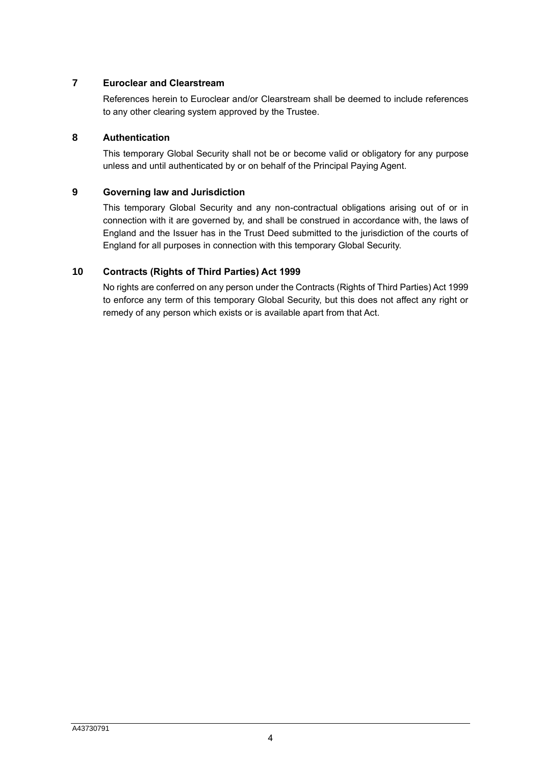## 7 Euroclear and Clearstream

References herein to Euroclear and/or Clearstream shall be deemed to include references to any other clearing system approved by the Trustee.

## 8 Authentication

This temporary Global Security shall not be or become valid or obligatory for any purpose unless and until authenticated by or on behalf of the Principal Paying Agent.

## 9 Governing law and Jurisdiction

This temporary Global Security and any non-contractual obligations arising out of or in connection with it are governed by, and shall be construed in accordance with, the laws of England and the Issuer has in the Trust Deed submitted to the jurisdiction of the courts of England for all purposes in connection with this temporary Global Security.

## 10 Contracts (Rights of Third Parties) Act 1999

No rights are conferred on any person under the Contracts (Rights of Third Parties) Act 1999 to enforce any term of this temporary Global Security, but this does not affect any right or remedy of any person which exists or is available apart from that Act.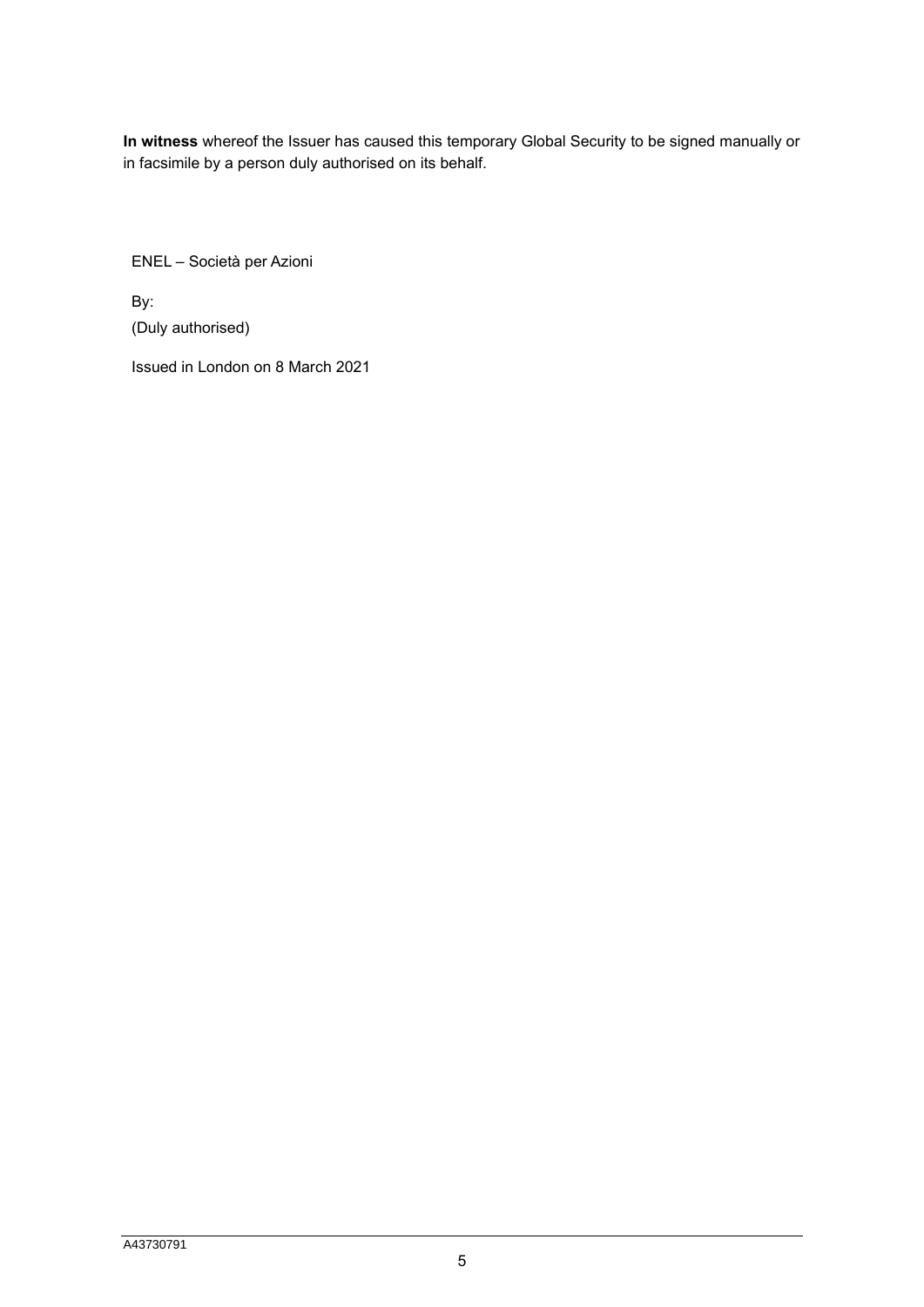**In witness** whereof the Issuer has caused this temporary Global Security to be signed manually or in facsimile by a person duly authorised on its behalf.

ENEL – Società per Azioni

By:

(Duly authorised)

Issued in London on 8 March 2021

A43730791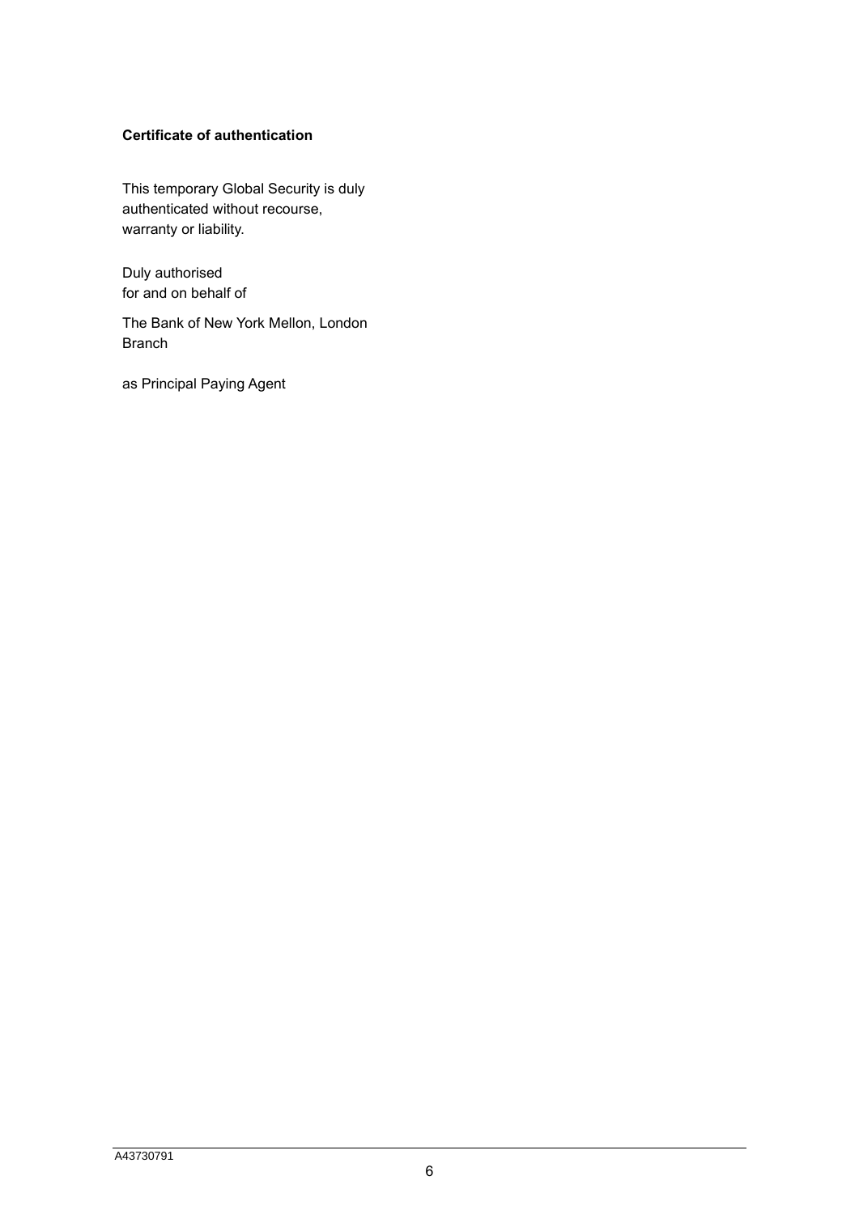**Certificate of authentication**

This temporary Global Security is duly authenticated without recourse, warranty or liability.

Duly authorised
for and on behalf of

The Bank of New York Mellon, London Branch

as Principal Paying Agent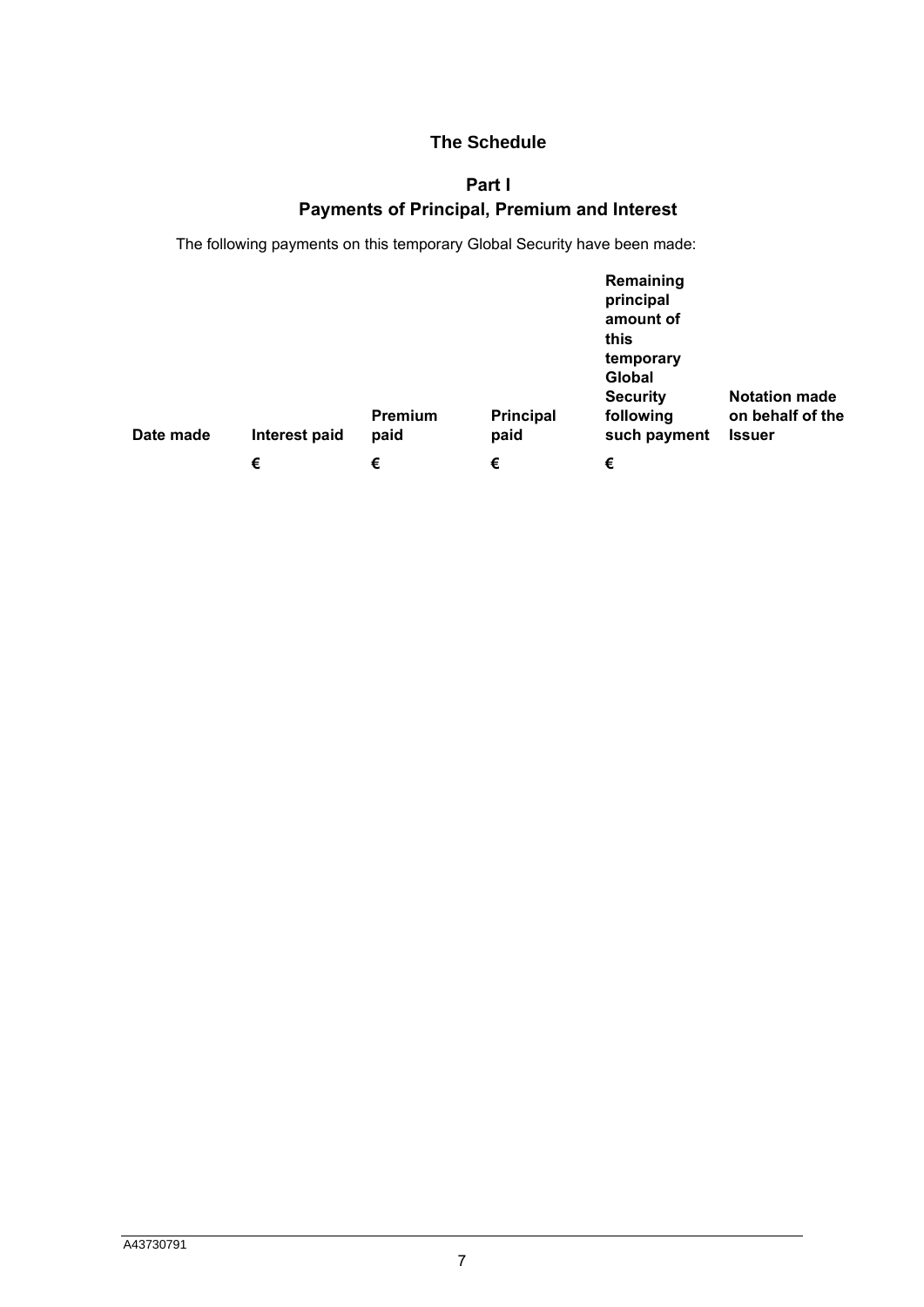# The Schedule

## Part I
## Payments of Principal, Premium and Interest

The following payments on this temporary Global Security have been made:

| Date made | Interest paid | Premium paid | Principal paid | Remaining principal amount of this temporary Global Security following such payment | Notation made on behalf of the Issuer |
|---|---|---|---|---|---|
| | € | € | € | € | |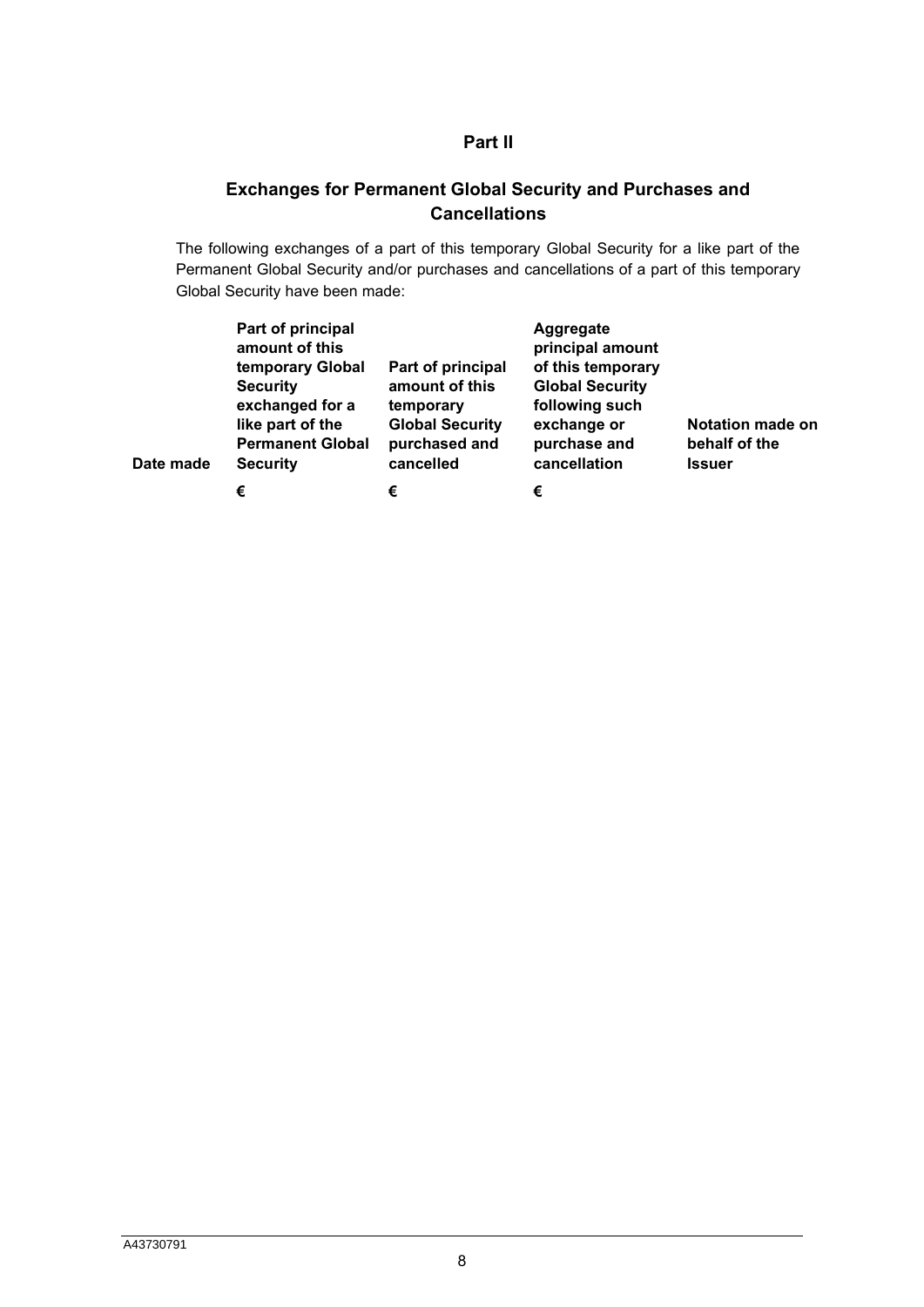## Part II

## Exchanges for Permanent Global Security and Purchases and Cancellations

The following exchanges of a part of this temporary Global Security for a like part of the Permanent Global Security and/or purchases and cancellations of a part of this temporary Global Security have been made:

| Date made | Part of principal amount of this temporary Global Security exchanged for a like part of the Permanent Global Security | Part of principal amount of this temporary Global Security purchased and cancelled | Aggregate principal amount of this temporary Global Security following such exchange or purchase and cancellation | Notation made on behalf of the Issuer |
|---|---|---|---|---|
| | € | € | € | |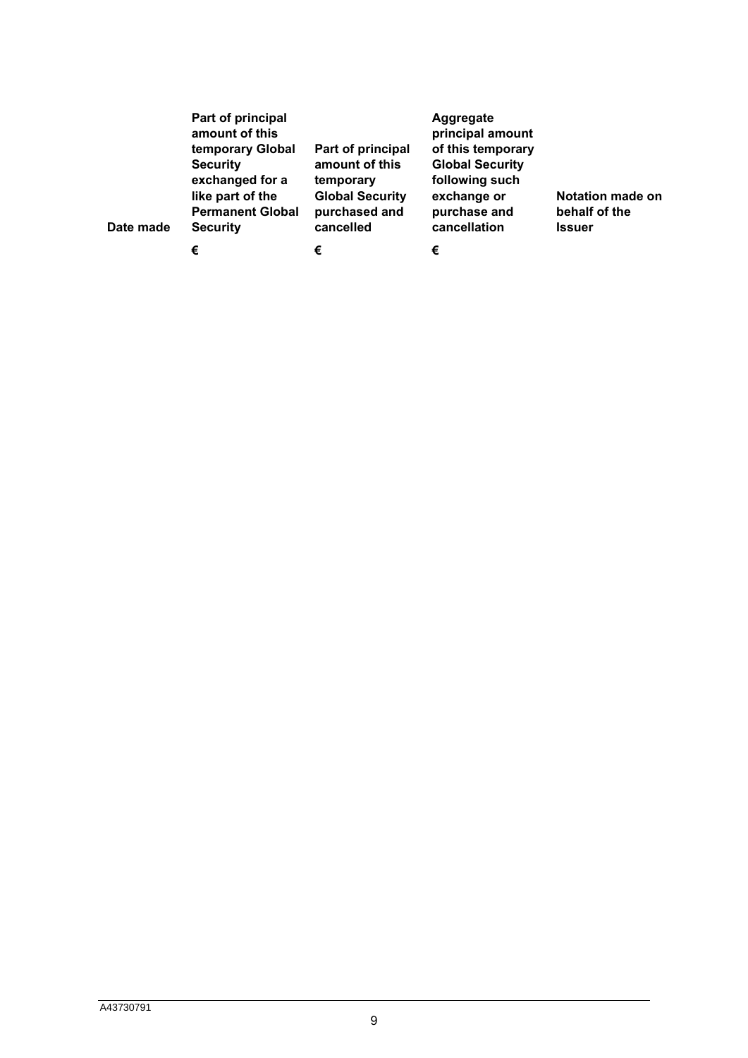| Date made | Part of principal amount of this temporary Global Security exchanged for a like part of the Permanent Global Security | Part of principal amount of this temporary Global Security purchased and cancelled | Aggregate principal amount of this temporary Global Security following such exchange or purchase and cancellation | Notation made on behalf of the Issuer |
|---|---|---|---|---|
| | € | € | € | |

A43730791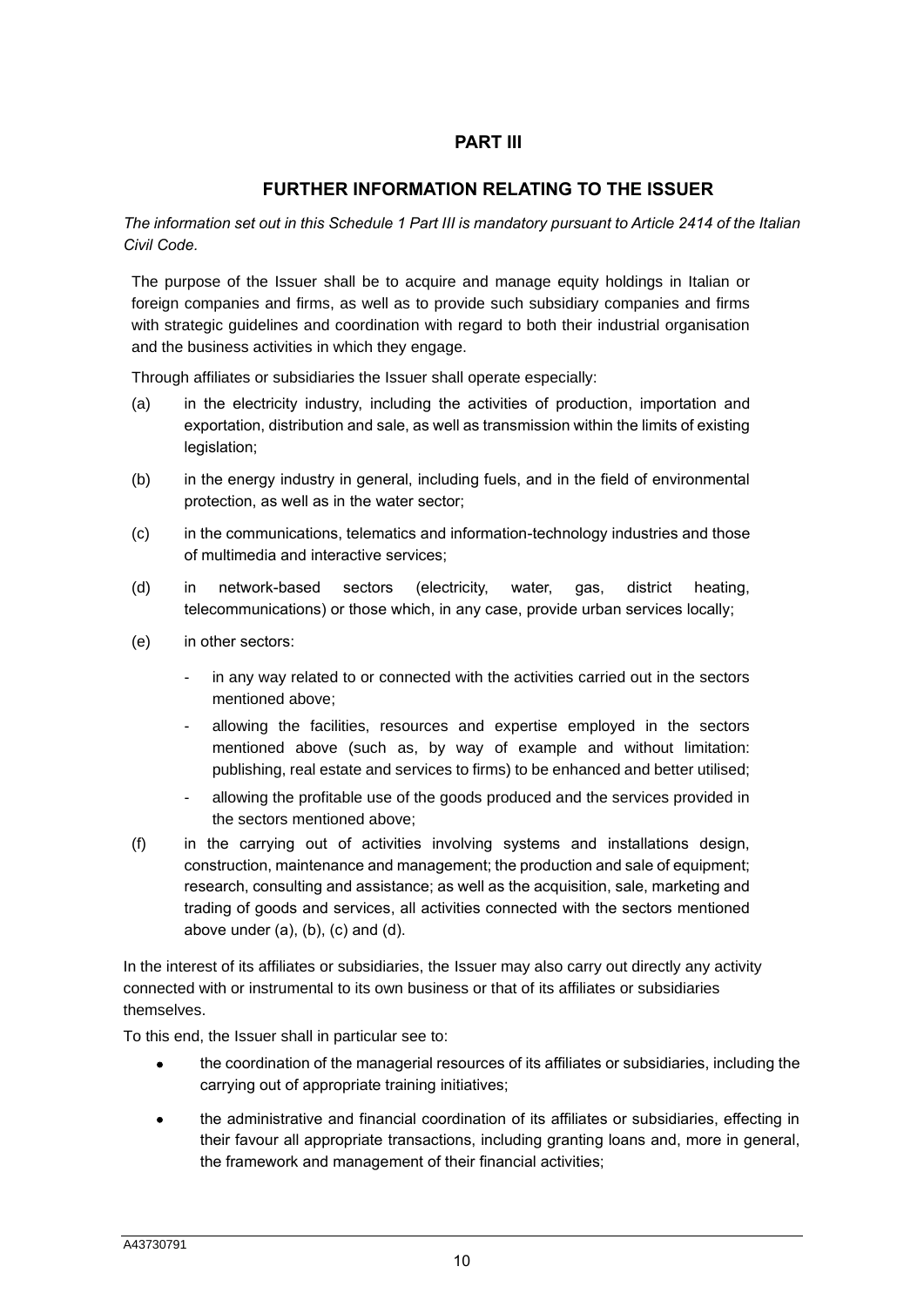## PART III

## FURTHER INFORMATION RELATING TO THE ISSUER

*The information set out in this Schedule 1 Part III is mandatory pursuant to Article 2414 of the Italian Civil Code.*

The purpose of the Issuer shall be to acquire and manage equity holdings in Italian or foreign companies and firms, as well as to provide such subsidiary companies and firms with strategic guidelines and coordination with regard to both their industrial organisation and the business activities in which they engage.

Through affiliates or subsidiaries the Issuer shall operate especially:

(a) in the electricity industry, including the activities of production, importation and exportation, distribution and sale, as well as transmission within the limits of existing legislation;

(b) in the energy industry in general, including fuels, and in the field of environmental protection, as well as in the water sector;

(c) in the communications, telematics and information-technology industries and those of multimedia and interactive services;

(d) in network-based sectors (electricity, water, gas, district heating, telecommunications) or those which, in any case, provide urban services locally;

(e) in other sectors:

- in any way related to or connected with the activities carried out in the sectors mentioned above;
- allowing the facilities, resources and expertise employed in the sectors mentioned above (such as, by way of example and without limitation: publishing, real estate and services to firms) to be enhanced and better utilised;
- allowing the profitable use of the goods produced and the services provided in the sectors mentioned above;

(f) in the carrying out of activities involving systems and installations design, construction, maintenance and management; the production and sale of equipment; research, consulting and assistance; as well as the acquisition, sale, marketing and trading of goods and services, all activities connected with the sectors mentioned above under (a), (b), (c) and (d).

In the interest of its affiliates or subsidiaries, the Issuer may also carry out directly any activity connected with or instrumental to its own business or that of its affiliates or subsidiaries themselves.

To this end, the Issuer shall in particular see to:

- the coordination of the managerial resources of its affiliates or subsidiaries, including the carrying out of appropriate training initiatives;
- the administrative and financial coordination of its affiliates or subsidiaries, effecting in their favour all appropriate transactions, including granting loans and, more in general, the framework and management of their financial activities;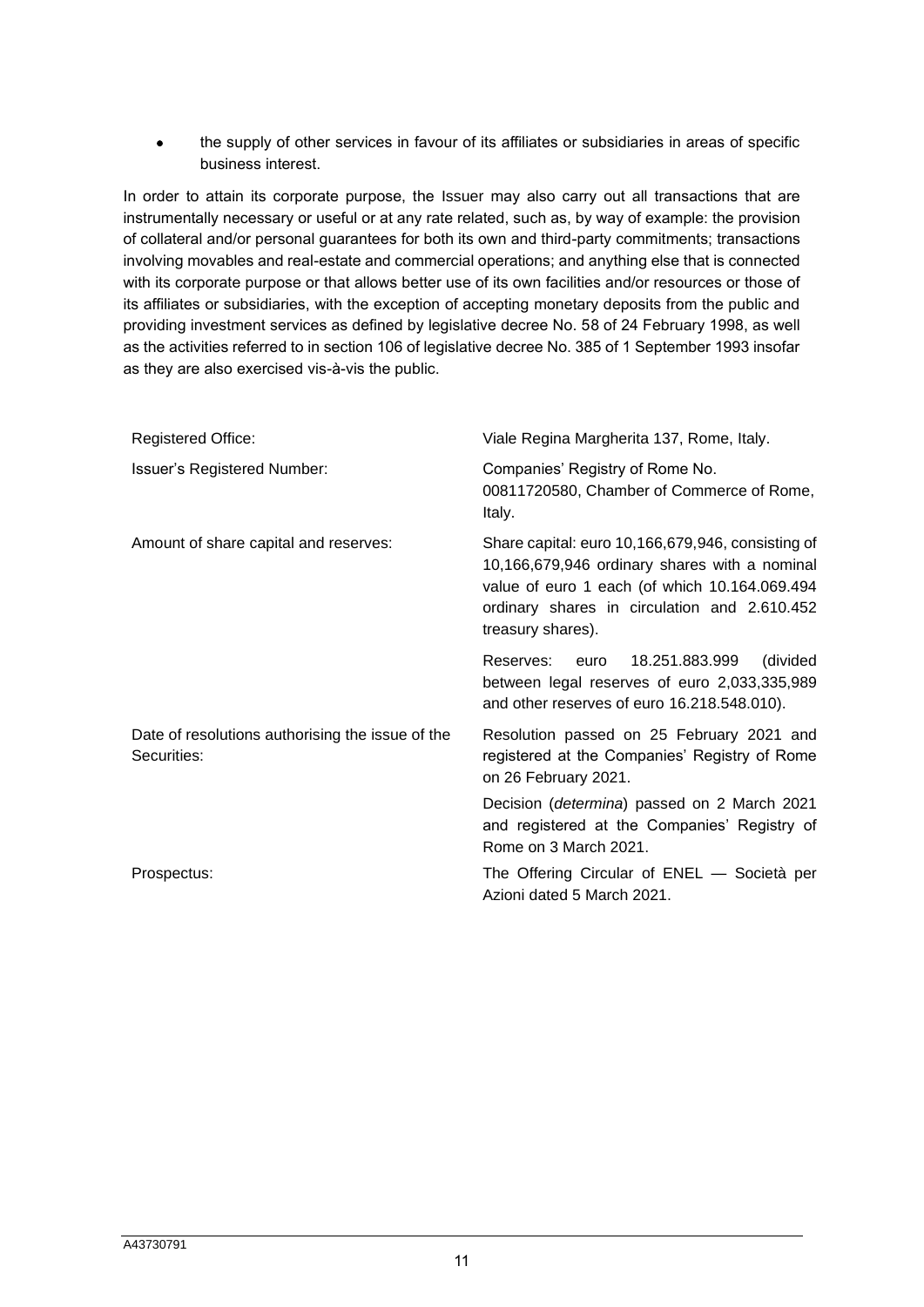- the supply of other services in favour of its affiliates or subsidiaries in areas of specific business interest.

In order to attain its corporate purpose, the Issuer may also carry out all transactions that are instrumentally necessary or useful or at any rate related, such as, by way of example: the provision of collateral and/or personal guarantees for both its own and third-party commitments; transactions involving movables and real-estate and commercial operations; and anything else that is connected with its corporate purpose or that allows better use of its own facilities and/or resources or those of its affiliates or subsidiaries, with the exception of accepting monetary deposits from the public and providing investment services as defined by legislative decree No. 58 of 24 February 1998, as well as the activities referred to in section 106 of legislative decree No. 385 of 1 September 1993 insofar as they are also exercised vis-à-vis the public.

| | |
|---|---|
| Registered Office: | Viale Regina Margherita 137, Rome, Italy. |
| Issuer's Registered Number: | Companies' Registry of Rome No. 00811720580, Chamber of Commerce of Rome, Italy. |
| Amount of share capital and reserves: | Share capital: euro 10,166,679,946, consisting of 10,166,679,946 ordinary shares with a nominal value of euro 1 each (of which 10.164.069.494 ordinary shares in circulation and 2.610.452 treasury shares). |
| | Reserves: euro 18.251.883.999 (divided between legal reserves of euro 2,033,335,989 and other reserves of euro 16.218.548.010). |
| Date of resolutions authorising the issue of the Securities: | Resolution passed on 25 February 2021 and registered at the Companies' Registry of Rome on 26 February 2021. |
| | Decision (*determina*) passed on 2 March 2021 and registered at the Companies' Registry of Rome on 3 March 2021. |
| Prospectus: | The Offering Circular of ENEL — Società per Azioni dated 5 March 2021. |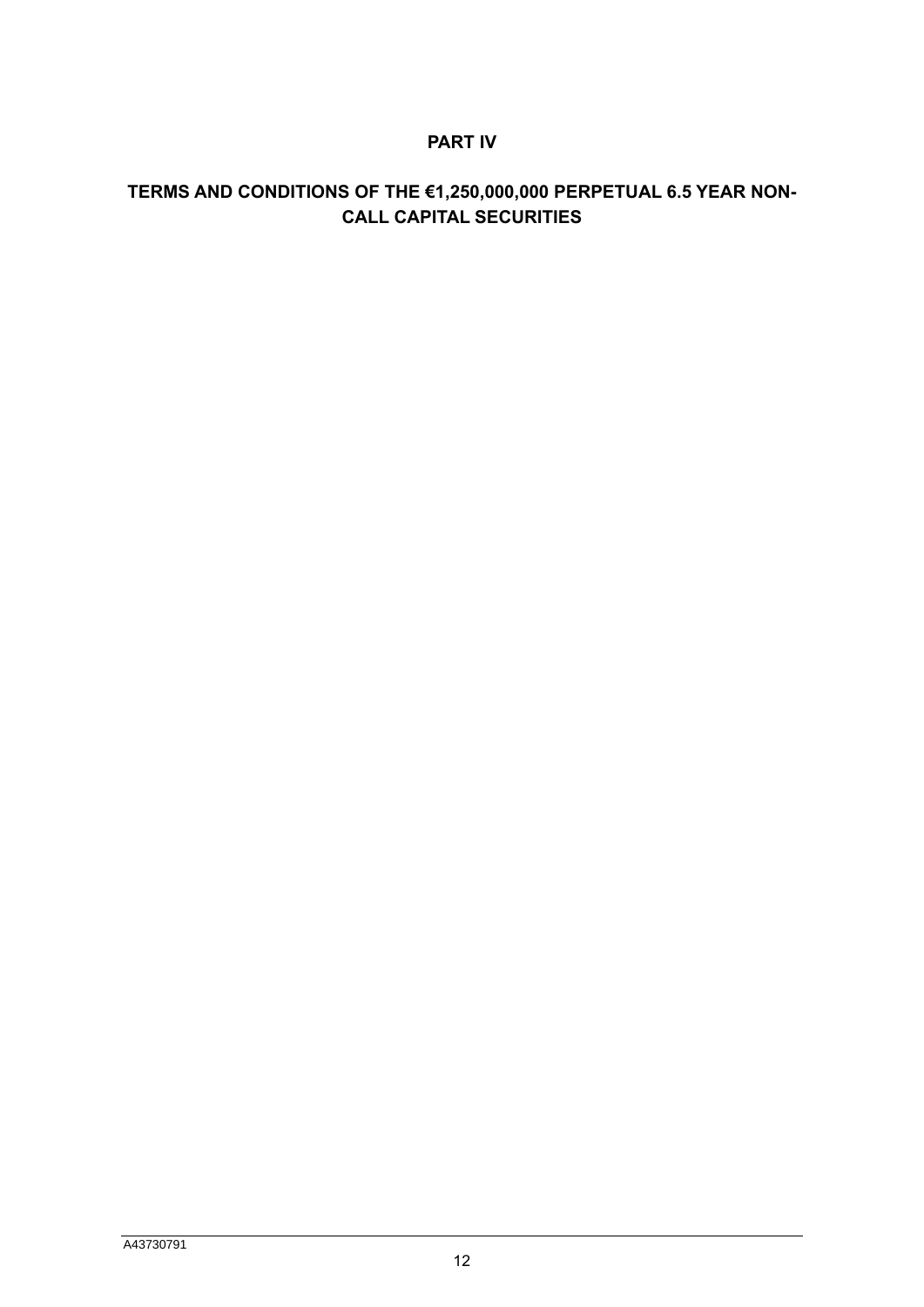# PART IV

## TERMS AND CONDITIONS OF THE €1,250,000,000 PERPETUAL 6.5 YEAR NON-CALL CAPITAL SECURITIES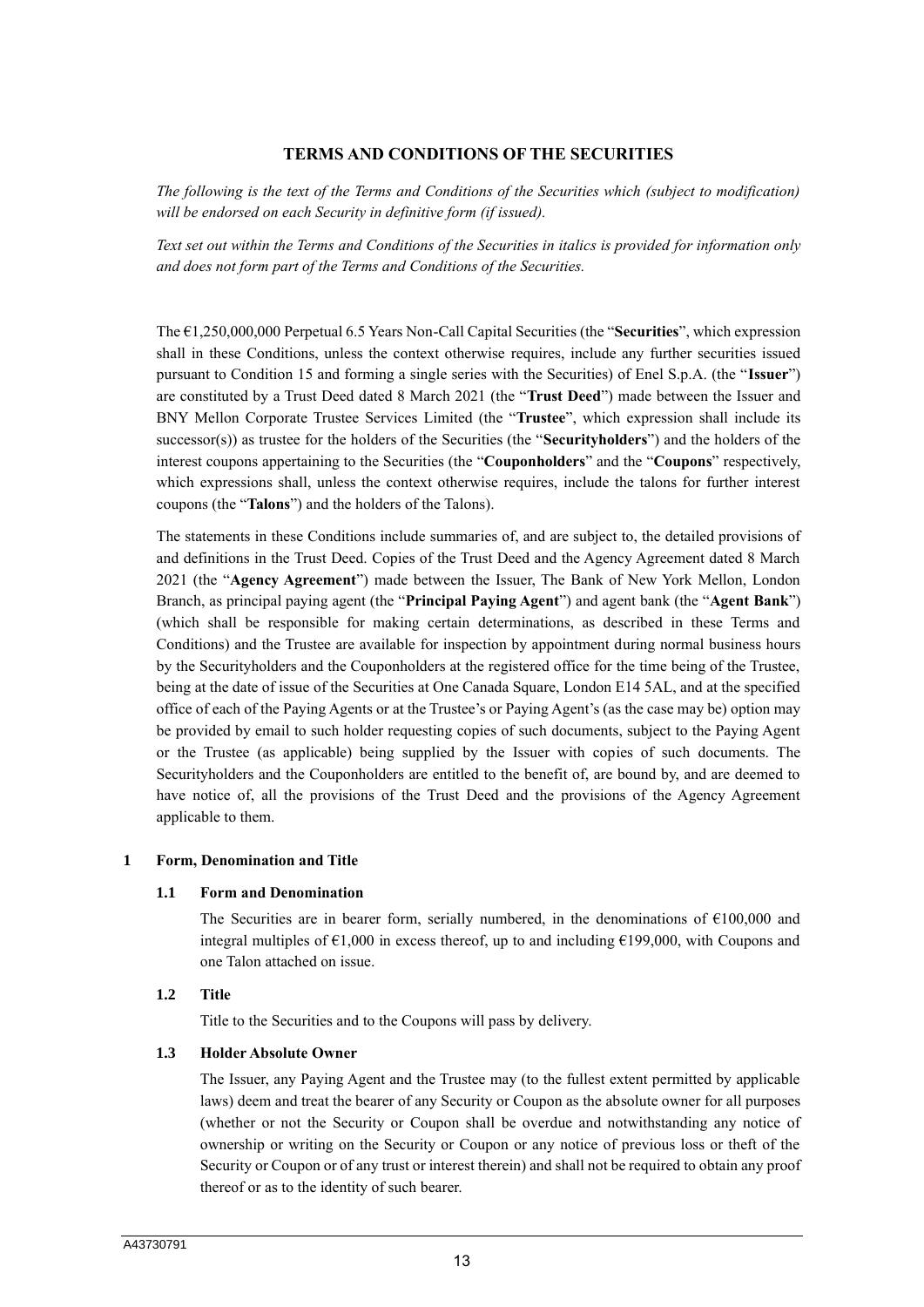## TERMS AND CONDITIONS OF THE SECURITIES

*The following is the text of the Terms and Conditions of the Securities which (subject to modification) will be endorsed on each Security in definitive form (if issued).*

*Text set out within the Terms and Conditions of the Securities in italics is provided for information only and does not form part of the Terms and Conditions of the Securities.*

The €1,250,000,000 Perpetual 6.5 Years Non-Call Capital Securities (the "**Securities**", which expression shall in these Conditions, unless the context otherwise requires, include any further securities issued pursuant to Condition 15 and forming a single series with the Securities) of Enel S.p.A. (the "**Issuer**") are constituted by a Trust Deed dated 8 March 2021 (the "**Trust Deed**") made between the Issuer and BNY Mellon Corporate Trustee Services Limited (the "**Trustee**", which expression shall include its successor(s)) as trustee for the holders of the Securities (the "**Securityholders**") and the holders of the interest coupons appertaining to the Securities (the "**Couponholders**" and the "**Coupons**" respectively, which expressions shall, unless the context otherwise requires, include the talons for further interest coupons (the "**Talons**") and the holders of the Talons).

The statements in these Conditions include summaries of, and are subject to, the detailed provisions of and definitions in the Trust Deed. Copies of the Trust Deed and the Agency Agreement dated 8 March 2021 (the "**Agency Agreement**") made between the Issuer, The Bank of New York Mellon, London Branch, as principal paying agent (the "**Principal Paying Agent**") and agent bank (the "**Agent Bank**") (which shall be responsible for making certain determinations, as described in these Terms and Conditions) and the Trustee are available for inspection by appointment during normal business hours by the Securityholders and the Couponholders at the registered office for the time being of the Trustee, being at the date of issue of the Securities at One Canada Square, London E14 5AL, and at the specified office of each of the Paying Agents or at the Trustee's or Paying Agent's (as the case may be) option may be provided by email to such holder requesting copies of such documents, subject to the Paying Agent or the Trustee (as applicable) being supplied by the Issuer with copies of such documents. The Securityholders and the Couponholders are entitled to the benefit of, are bound by, and are deemed to have notice of, all the provisions of the Trust Deed and the provisions of the Agency Agreement applicable to them.

### 1 Form, Denomination and Title

#### 1.1 Form and Denomination

The Securities are in bearer form, serially numbered, in the denominations of €100,000 and integral multiples of €1,000 in excess thereof, up to and including €199,000, with Coupons and one Talon attached on issue.

#### 1.2 Title

Title to the Securities and to the Coupons will pass by delivery.

#### 1.3 Holder Absolute Owner

The Issuer, any Paying Agent and the Trustee may (to the fullest extent permitted by applicable laws) deem and treat the bearer of any Security or Coupon as the absolute owner for all purposes (whether or not the Security or Coupon shall be overdue and notwithstanding any notice of ownership or writing on the Security or Coupon or any notice of previous loss or theft of the Security or Coupon or of any trust or interest therein) and shall not be required to obtain any proof thereof or as to the identity of such bearer.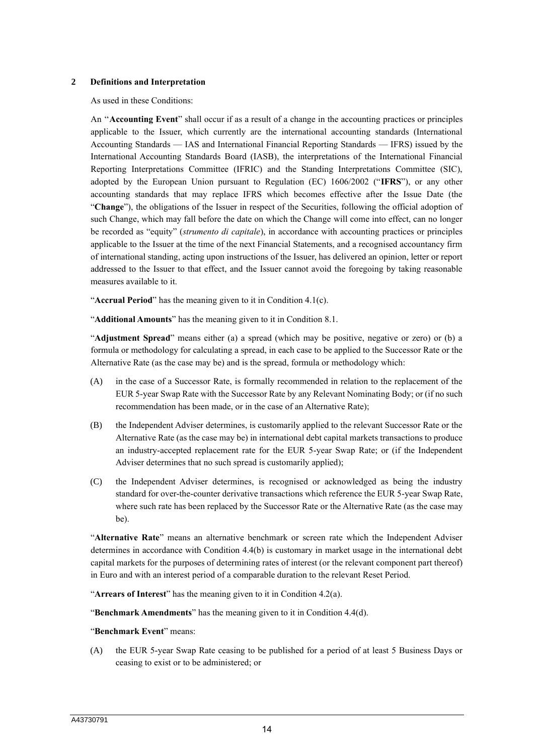## 2 Definitions and Interpretation

As used in these Conditions:

An "**Accounting Event**" shall occur if as a result of a change in the accounting practices or principles applicable to the Issuer, which currently are the international accounting standards (International Accounting Standards — IAS and International Financial Reporting Standards — IFRS) issued by the International Accounting Standards Board (IASB), the interpretations of the International Financial Reporting Interpretations Committee (IFRIC) and the Standing Interpretations Committee (SIC), adopted by the European Union pursuant to Regulation (EC) 1606/2002 ("**IFRS**"), or any other accounting standards that may replace IFRS which becomes effective after the Issue Date (the "**Change**"), the obligations of the Issuer in respect of the Securities, following the official adoption of such Change, which may fall before the date on which the Change will come into effect, can no longer be recorded as "equity" (*strumento di capitale*), in accordance with accounting practices or principles applicable to the Issuer at the time of the next Financial Statements, and a recognised accountancy firm of international standing, acting upon instructions of the Issuer, has delivered an opinion, letter or report addressed to the Issuer to that effect, and the Issuer cannot avoid the foregoing by taking reasonable measures available to it.

"**Accrual Period**" has the meaning given to it in Condition 4.1(c).

"**Additional Amounts**" has the meaning given to it in Condition 8.1.

"**Adjustment Spread**" means either (a) a spread (which may be positive, negative or zero) or (b) a formula or methodology for calculating a spread, in each case to be applied to the Successor Rate or the Alternative Rate (as the case may be) and is the spread, formula or methodology which:

(A) in the case of a Successor Rate, is formally recommended in relation to the replacement of the EUR 5-year Swap Rate with the Successor Rate by any Relevant Nominating Body; or (if no such recommendation has been made, or in the case of an Alternative Rate);

(B) the Independent Adviser determines, is customarily applied to the relevant Successor Rate or the Alternative Rate (as the case may be) in international debt capital markets transactions to produce an industry-accepted replacement rate for the EUR 5-year Swap Rate; or (if the Independent Adviser determines that no such spread is customarily applied);

(C) the Independent Adviser determines, is recognised or acknowledged as being the industry standard for over-the-counter derivative transactions which reference the EUR 5-year Swap Rate, where such rate has been replaced by the Successor Rate or the Alternative Rate (as the case may be).

"**Alternative Rate**" means an alternative benchmark or screen rate which the Independent Adviser determines in accordance with Condition 4.4(b) is customary in market usage in the international debt capital markets for the purposes of determining rates of interest (or the relevant component part thereof) in Euro and with an interest period of a comparable duration to the relevant Reset Period.

"**Arrears of Interest**" has the meaning given to it in Condition 4.2(a).

"**Benchmark Amendments**" has the meaning given to it in Condition 4.4(d).

"**Benchmark Event**" means:

(A) the EUR 5-year Swap Rate ceasing to be published for a period of at least 5 Business Days or ceasing to exist or to be administered; or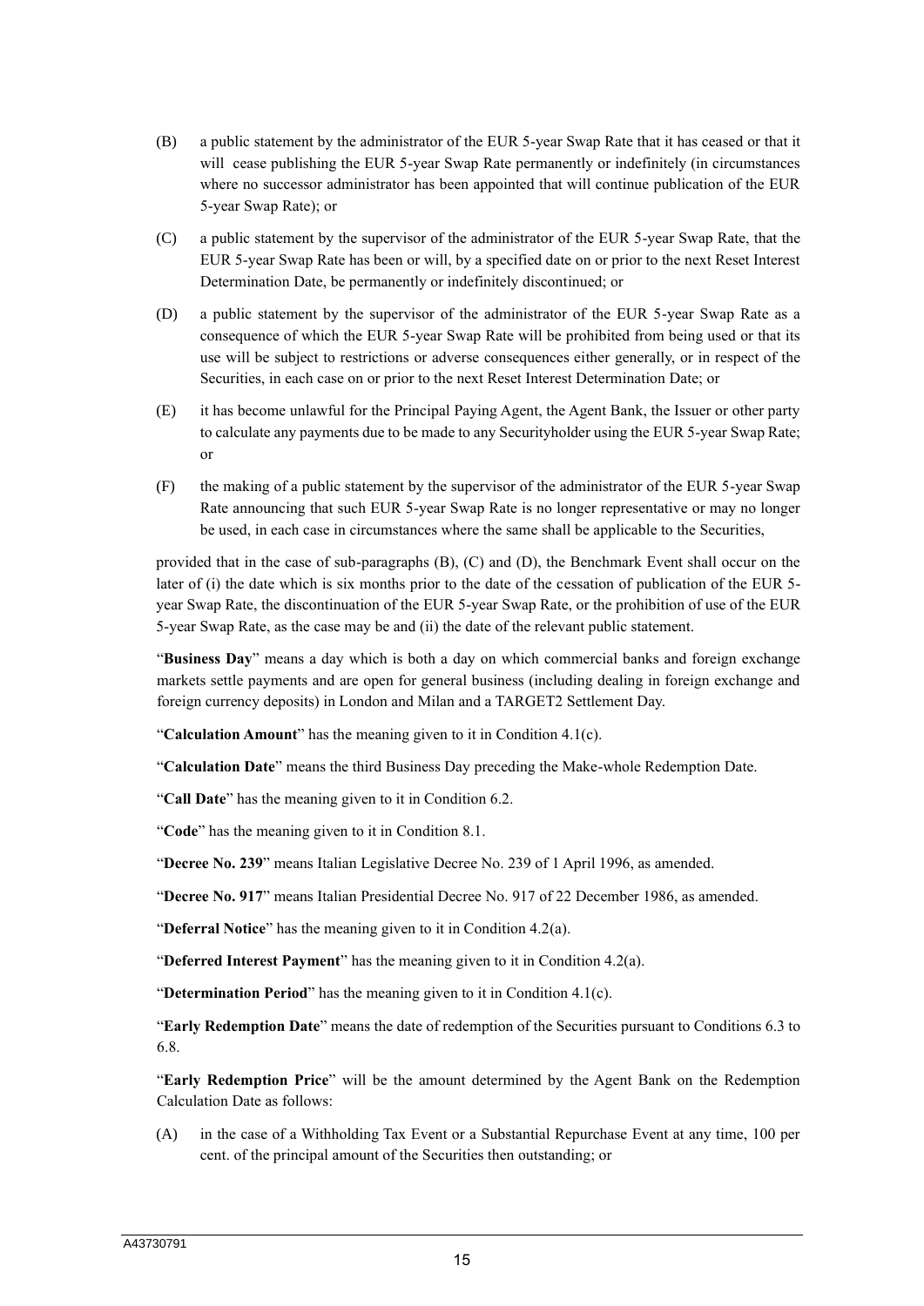(B) a public statement by the administrator of the EUR 5-year Swap Rate that it has ceased or that it will cease publishing the EUR 5-year Swap Rate permanently or indefinitely (in circumstances where no successor administrator has been appointed that will continue publication of the EUR 5-year Swap Rate); or

(C) a public statement by the supervisor of the administrator of the EUR 5-year Swap Rate, that the EUR 5-year Swap Rate has been or will, by a specified date on or prior to the next Reset Interest Determination Date, be permanently or indefinitely discontinued; or

(D) a public statement by the supervisor of the administrator of the EUR 5-year Swap Rate as a consequence of which the EUR 5-year Swap Rate will be prohibited from being used or that its use will be subject to restrictions or adverse consequences either generally, or in respect of the Securities, in each case on or prior to the next Reset Interest Determination Date; or

(E) it has become unlawful for the Principal Paying Agent, the Agent Bank, the Issuer or other party to calculate any payments due to be made to any Securityholder using the EUR 5-year Swap Rate; or

(F) the making of a public statement by the supervisor of the administrator of the EUR 5-year Swap Rate announcing that such EUR 5-year Swap Rate is no longer representative or may no longer be used, in each case in circumstances where the same shall be applicable to the Securities,

provided that in the case of sub-paragraphs (B), (C) and (D), the Benchmark Event shall occur on the later of (i) the date which is six months prior to the date of the cessation of publication of the EUR 5-year Swap Rate, the discontinuation of the EUR 5-year Swap Rate, or the prohibition of use of the EUR 5-year Swap Rate, as the case may be and (ii) the date of the relevant public statement.

"**Business Day**" means a day which is both a day on which commercial banks and foreign exchange markets settle payments and are open for general business (including dealing in foreign exchange and foreign currency deposits) in London and Milan and a TARGET2 Settlement Day.

"**Calculation Amount**" has the meaning given to it in Condition 4.1(c).

"**Calculation Date**" means the third Business Day preceding the Make-whole Redemption Date.

"**Call Date**" has the meaning given to it in Condition 6.2.

"**Code**" has the meaning given to it in Condition 8.1.

"**Decree No. 239**" means Italian Legislative Decree No. 239 of 1 April 1996, as amended.

"**Decree No. 917**" means Italian Presidential Decree No. 917 of 22 December 1986, as amended.

"**Deferral Notice**" has the meaning given to it in Condition 4.2(a).

"**Deferred Interest Payment**" has the meaning given to it in Condition 4.2(a).

"**Determination Period**" has the meaning given to it in Condition 4.1(c).

"**Early Redemption Date**" means the date of redemption of the Securities pursuant to Conditions 6.3 to 6.8.

"**Early Redemption Price**" will be the amount determined by the Agent Bank on the Redemption Calculation Date as follows:

(A) in the case of a Withholding Tax Event or a Substantial Repurchase Event at any time, 100 per cent. of the principal amount of the Securities then outstanding; or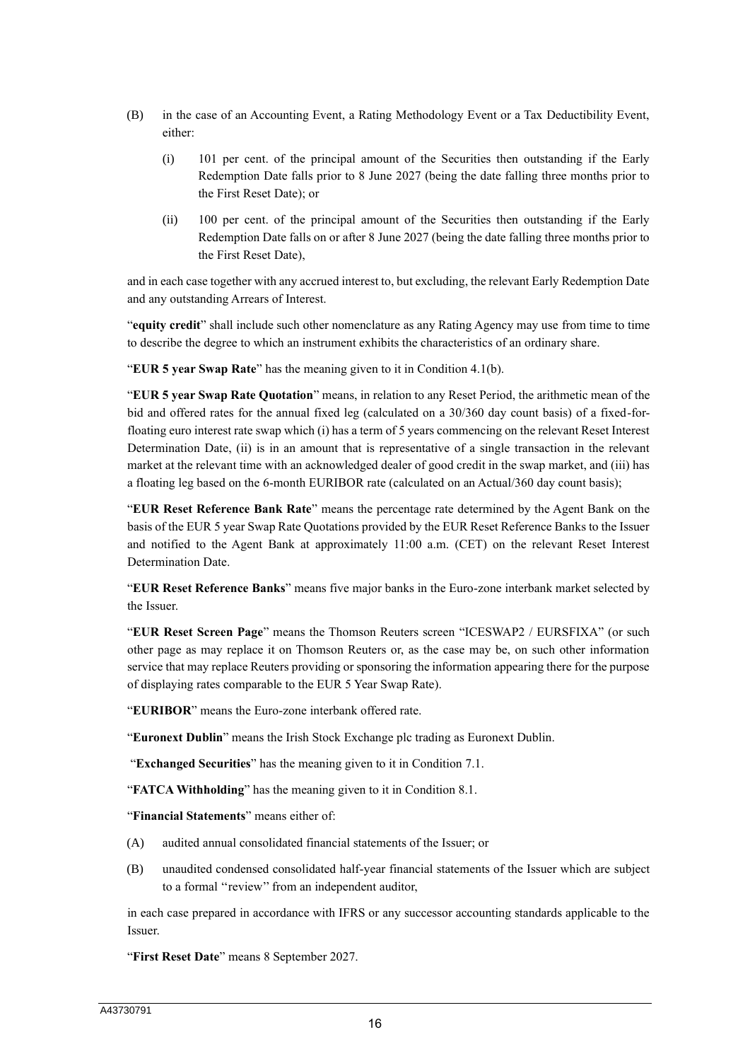(B) in the case of an Accounting Event, a Rating Methodology Event or a Tax Deductibility Event, either:

   (i) 101 per cent. of the principal amount of the Securities then outstanding if the Early Redemption Date falls prior to 8 June 2027 (being the date falling three months prior to the First Reset Date); or

   (ii) 100 per cent. of the principal amount of the Securities then outstanding if the Early Redemption Date falls on or after 8 June 2027 (being the date falling three months prior to the First Reset Date),

and in each case together with any accrued interest to, but excluding, the relevant Early Redemption Date and any outstanding Arrears of Interest.

"**equity credit**" shall include such other nomenclature as any Rating Agency may use from time to time to describe the degree to which an instrument exhibits the characteristics of an ordinary share.

"**EUR 5 year Swap Rate**" has the meaning given to it in Condition 4.1(b).

"**EUR 5 year Swap Rate Quotation**" means, in relation to any Reset Period, the arithmetic mean of the bid and offered rates for the annual fixed leg (calculated on a 30/360 day count basis) of a fixed-for-floating euro interest rate swap which (i) has a term of 5 years commencing on the relevant Reset Interest Determination Date, (ii) is in an amount that is representative of a single transaction in the relevant market at the relevant time with an acknowledged dealer of good credit in the swap market, and (iii) has a floating leg based on the 6-month EURIBOR rate (calculated on an Actual/360 day count basis);

"**EUR Reset Reference Bank Rate**" means the percentage rate determined by the Agent Bank on the basis of the EUR 5 year Swap Rate Quotations provided by the EUR Reset Reference Banks to the Issuer and notified to the Agent Bank at approximately 11:00 a.m. (CET) on the relevant Reset Interest Determination Date.

"**EUR Reset Reference Banks**" means five major banks in the Euro-zone interbank market selected by the Issuer.

"**EUR Reset Screen Page**" means the Thomson Reuters screen "ICESWAP2 / EURSFIXA" (or such other page as may replace it on Thomson Reuters or, as the case may be, on such other information service that may replace Reuters providing or sponsoring the information appearing there for the purpose of displaying rates comparable to the EUR 5 Year Swap Rate).

"**EURIBOR**" means the Euro-zone interbank offered rate.

"**Euronext Dublin**" means the Irish Stock Exchange plc trading as Euronext Dublin.

"**Exchanged Securities**" has the meaning given to it in Condition 7.1.

"**FATCA Withholding**" has the meaning given to it in Condition 8.1.

"**Financial Statements**" means either of:

(A) audited annual consolidated financial statements of the Issuer; or

(B) unaudited condensed consolidated half-year financial statements of the Issuer which are subject to a formal "review" from an independent auditor,

in each case prepared in accordance with IFRS or any successor accounting standards applicable to the Issuer.

"**First Reset Date**" means 8 September 2027.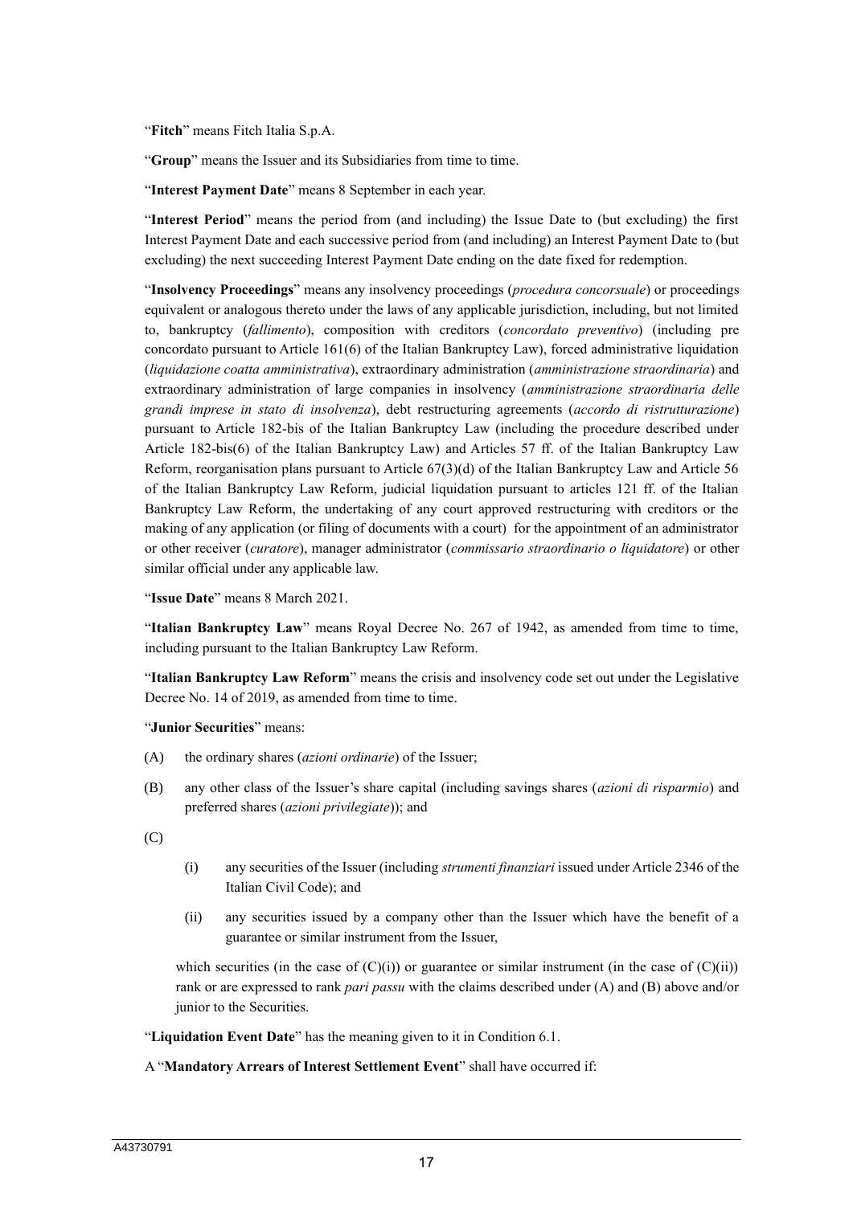"**Fitch**" means Fitch Italia S.p.A.

"**Group**" means the Issuer and its Subsidiaries from time to time.

"**Interest Payment Date**" means 8 September in each year.

"**Interest Period**" means the period from (and including) the Issue Date to (but excluding) the first Interest Payment Date and each successive period from (and including) an Interest Payment Date to (but excluding) the next succeeding Interest Payment Date ending on the date fixed for redemption.

"**Insolvency Proceedings**" means any insolvency proceedings (*procedura concorsuale*) or proceedings equivalent or analogous thereto under the laws of any applicable jurisdiction, including, but not limited to, bankruptcy (*fallimento*), composition with creditors (*concordato preventivo*) (including pre concordato pursuant to Article 161(6) of the Italian Bankruptcy Law), forced administrative liquidation (*liquidazione coatta amministrativa*), extraordinary administration (*amministrazione straordinaria*) and extraordinary administration of large companies in insolvency (*amministrazione straordinaria delle grandi imprese in stato di insolvenza*), debt restructuring agreements (*accordo di ristrutturazione*) pursuant to Article 182-bis of the Italian Bankruptcy Law (including the procedure described under Article 182-bis(6) of the Italian Bankruptcy Law) and Articles 57 ff. of the Italian Bankruptcy Law Reform, reorganisation plans pursuant to Article 67(3)(d) of the Italian Bankruptcy Law and Article 56 of the Italian Bankruptcy Law Reform, judicial liquidation pursuant to articles 121 ff. of the Italian Bankruptcy Law Reform, the undertaking of any court approved restructuring with creditors or the making of any application (or filing of documents with a court) for the appointment of an administrator or other receiver (*curatore*), manager administrator (*commissario straordinario o liquidatore*) or other similar official under any applicable law.

"**Issue Date**" means 8 March 2021.

"**Italian Bankruptcy Law**" means Royal Decree No. 267 of 1942, as amended from time to time, including pursuant to the Italian Bankruptcy Law Reform.

"**Italian Bankruptcy Law Reform**" means the crisis and insolvency code set out under the Legislative Decree No. 14 of 2019, as amended from time to time.

"**Junior Securities**" means:

(A) the ordinary shares (*azioni ordinarie*) of the Issuer;

(B) any other class of the Issuer's share capital (including savings shares (*azioni di risparmio*) and preferred shares (*azioni privilegiate*)); and

(C)

(i) any securities of the Issuer (including *strumenti finanziari* issued under Article 2346 of the Italian Civil Code); and

(ii) any securities issued by a company other than the Issuer which have the benefit of a guarantee or similar instrument from the Issuer,

which securities (in the case of (C)(i)) or guarantee or similar instrument (in the case of (C)(ii)) rank or are expressed to rank *pari passu* with the claims described under (A) and (B) above and/or junior to the Securities.

"**Liquidation Event Date**" has the meaning given to it in Condition 6.1.

A "**Mandatory Arrears of Interest Settlement Event**" shall have occurred if: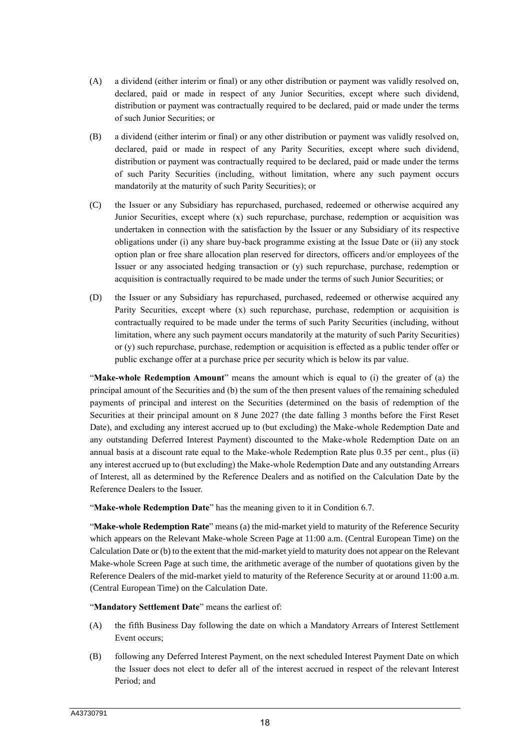(A) a dividend (either interim or final) or any other distribution or payment was validly resolved on, declared, paid or made in respect of any Junior Securities, except where such dividend, distribution or payment was contractually required to be declared, paid or made under the terms of such Junior Securities; or

(B) a dividend (either interim or final) or any other distribution or payment was validly resolved on, declared, paid or made in respect of any Parity Securities, except where such dividend, distribution or payment was contractually required to be declared, paid or made under the terms of such Parity Securities (including, without limitation, where any such payment occurs mandatorily at the maturity of such Parity Securities); or

(C) the Issuer or any Subsidiary has repurchased, purchased, redeemed or otherwise acquired any Junior Securities, except where (x) such repurchase, purchase, redemption or acquisition was undertaken in connection with the satisfaction by the Issuer or any Subsidiary of its respective obligations under (i) any share buy-back programme existing at the Issue Date or (ii) any stock option plan or free share allocation plan reserved for directors, officers and/or employees of the Issuer or any associated hedging transaction or (y) such repurchase, purchase, redemption or acquisition is contractually required to be made under the terms of such Junior Securities; or

(D) the Issuer or any Subsidiary has repurchased, purchased, redeemed or otherwise acquired any Parity Securities, except where (x) such repurchase, purchase, redemption or acquisition is contractually required to be made under the terms of such Parity Securities (including, without limitation, where any such payment occurs mandatorily at the maturity of such Parity Securities) or (y) such repurchase, purchase, redemption or acquisition is effected as a public tender offer or public exchange offer at a purchase price per security which is below its par value.

"**Make-whole Redemption Amount**" means the amount which is equal to (i) the greater of (a) the principal amount of the Securities and (b) the sum of the then present values of the remaining scheduled payments of principal and interest on the Securities (determined on the basis of redemption of the Securities at their principal amount on 8 June 2027 (the date falling 3 months before the First Reset Date), and excluding any interest accrued up to (but excluding) the Make-whole Redemption Date and any outstanding Deferred Interest Payment) discounted to the Make-whole Redemption Date on an annual basis at a discount rate equal to the Make-whole Redemption Rate plus 0.35 per cent., plus (ii) any interest accrued up to (but excluding) the Make-whole Redemption Date and any outstanding Arrears of Interest, all as determined by the Reference Dealers and as notified on the Calculation Date by the Reference Dealers to the Issuer.

"**Make-whole Redemption Date**" has the meaning given to it in Condition 6.7.

"**Make-whole Redemption Rate**" means (a) the mid-market yield to maturity of the Reference Security which appears on the Relevant Make-whole Screen Page at 11:00 a.m. (Central European Time) on the Calculation Date or (b) to the extent that the mid-market yield to maturity does not appear on the Relevant Make-whole Screen Page at such time, the arithmetic average of the number of quotations given by the Reference Dealers of the mid-market yield to maturity of the Reference Security at or around 11:00 a.m. (Central European Time) on the Calculation Date.

"**Mandatory Settlement Date**" means the earliest of:

(A) the fifth Business Day following the date on which a Mandatory Arrears of Interest Settlement Event occurs;

(B) following any Deferred Interest Payment, on the next scheduled Interest Payment Date on which the Issuer does not elect to defer all of the interest accrued in respect of the relevant Interest Period; and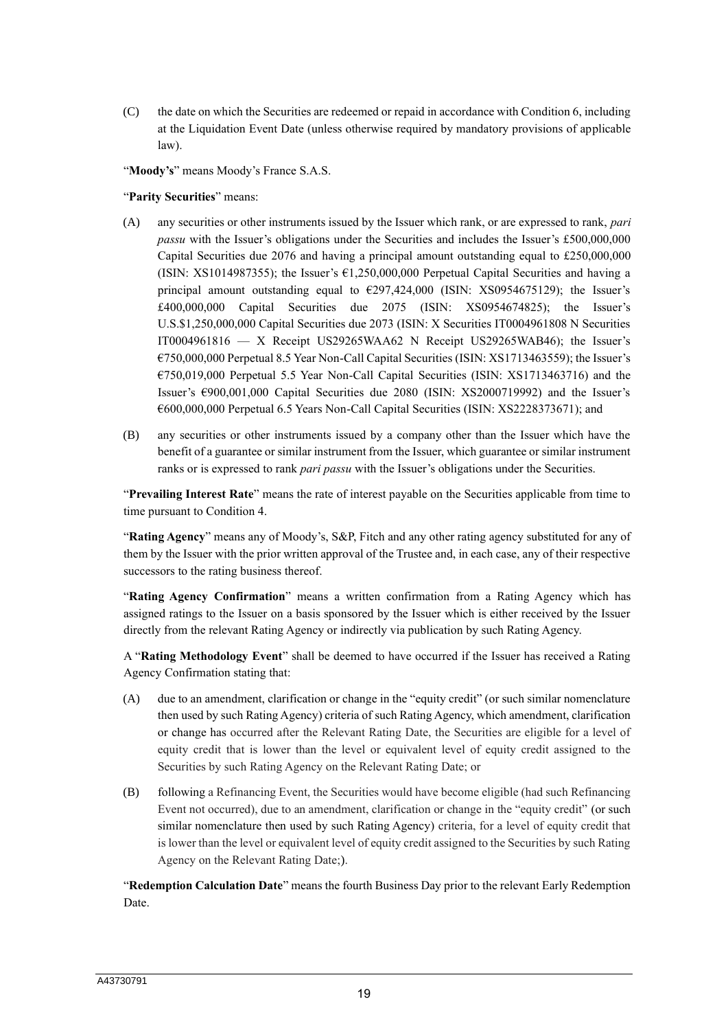(C) the date on which the Securities are redeemed or repaid in accordance with Condition 6, including at the Liquidation Event Date (unless otherwise required by mandatory provisions of applicable law).

"**Moody's**" means Moody's France S.A.S.

"**Parity Securities**" means:

(A) any securities or other instruments issued by the Issuer which rank, or are expressed to rank, *pari passu* with the Issuer's obligations under the Securities and includes the Issuer's £500,000,000 Capital Securities due 2076 and having a principal amount outstanding equal to £250,000,000 (ISIN: XS1014987355); the Issuer's €1,250,000,000 Perpetual Capital Securities and having a principal amount outstanding equal to €297,424,000 (ISIN: XS0954675129); the Issuer's £400,000,000 Capital Securities due 2075 (ISIN: XS0954674825); the Issuer's U.S.$1,250,000,000 Capital Securities due 2073 (ISIN: X Securities IT0004961808 N Securities IT0004961816 — X Receipt US29265WAA62 N Receipt US29265WAB46); the Issuer's €750,000,000 Perpetual 8.5 Year Non-Call Capital Securities (ISIN: XS1713463559); the Issuer's €750,019,000 Perpetual 5.5 Year Non-Call Capital Securities (ISIN: XS1713463716) and the Issuer's €900,001,000 Capital Securities due 2080 (ISIN: XS2000719992) and the Issuer's €600,000,000 Perpetual 6.5 Years Non-Call Capital Securities (ISIN: XS2228373671); and

(B) any securities or other instruments issued by a company other than the Issuer which have the benefit of a guarantee or similar instrument from the Issuer, which guarantee or similar instrument ranks or is expressed to rank *pari passu* with the Issuer's obligations under the Securities.

"**Prevailing Interest Rate**" means the rate of interest payable on the Securities applicable from time to time pursuant to Condition 4.

"**Rating Agency**" means any of Moody's, S&P, Fitch and any other rating agency substituted for any of them by the Issuer with the prior written approval of the Trustee and, in each case, any of their respective successors to the rating business thereof.

"**Rating Agency Confirmation**" means a written confirmation from a Rating Agency which has assigned ratings to the Issuer on a basis sponsored by the Issuer which is either received by the Issuer directly from the relevant Rating Agency or indirectly via publication by such Rating Agency.

A "**Rating Methodology Event**" shall be deemed to have occurred if the Issuer has received a Rating Agency Confirmation stating that:

(A) due to an amendment, clarification or change in the "equity credit" (or such similar nomenclature then used by such Rating Agency) criteria of such Rating Agency, which amendment, clarification or change has occurred after the Relevant Rating Date, the Securities are eligible for a level of equity credit that is lower than the level or equivalent level of equity credit assigned to the Securities by such Rating Agency on the Relevant Rating Date; or

(B) following a Refinancing Event, the Securities would have become eligible (had such Refinancing Event not occurred), due to an amendment, clarification or change in the "equity credit" (or such similar nomenclature then used by such Rating Agency) criteria, for a level of equity credit that is lower than the level or equivalent level of equity credit assigned to the Securities by such Rating Agency on the Relevant Rating Date;).

"**Redemption Calculation Date**" means the fourth Business Day prior to the relevant Early Redemption Date.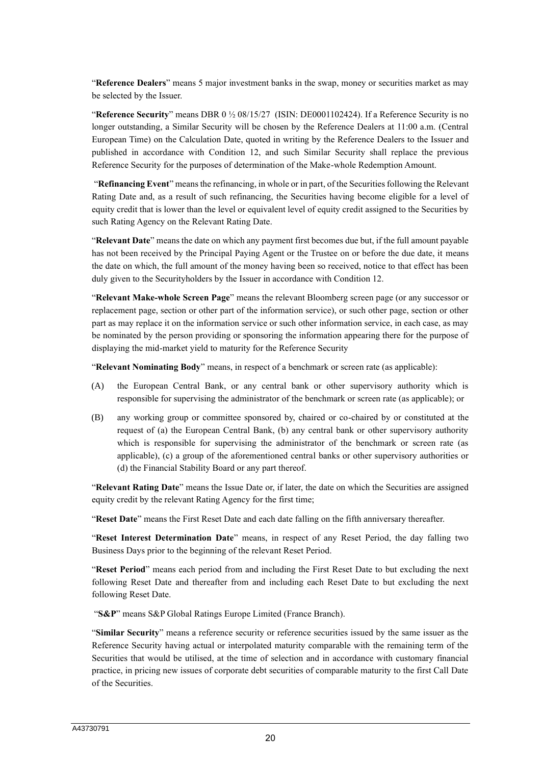"**Reference Dealers**" means 5 major investment banks in the swap, money or securities market as may be selected by the Issuer.

"**Reference Security**" means DBR 0 ½ 08/15/27 (ISIN: DE0001102424). If a Reference Security is no longer outstanding, a Similar Security will be chosen by the Reference Dealers at 11:00 a.m. (Central European Time) on the Calculation Date, quoted in writing by the Reference Dealers to the Issuer and published in accordance with Condition 12, and such Similar Security shall replace the previous Reference Security for the purposes of determination of the Make-whole Redemption Amount.

"**Refinancing Event**" means the refinancing, in whole or in part, of the Securities following the Relevant Rating Date and, as a result of such refinancing, the Securities having become eligible for a level of equity credit that is lower than the level or equivalent level of equity credit assigned to the Securities by such Rating Agency on the Relevant Rating Date.

"**Relevant Date**" means the date on which any payment first becomes due but, if the full amount payable has not been received by the Principal Paying Agent or the Trustee on or before the due date, it means the date on which, the full amount of the money having been so received, notice to that effect has been duly given to the Securityholders by the Issuer in accordance with Condition 12.

"**Relevant Make-whole Screen Page**" means the relevant Bloomberg screen page (or any successor or replacement page, section or other part of the information service), or such other page, section or other part as may replace it on the information service or such other information service, in each case, as may be nominated by the person providing or sponsoring the information appearing there for the purpose of displaying the mid-market yield to maturity for the Reference Security

"**Relevant Nominating Body**" means, in respect of a benchmark or screen rate (as applicable):

(A) the European Central Bank, or any central bank or other supervisory authority which is responsible for supervising the administrator of the benchmark or screen rate (as applicable); or

(B) any working group or committee sponsored by, chaired or co-chaired by or constituted at the request of (a) the European Central Bank, (b) any central bank or other supervisory authority which is responsible for supervising the administrator of the benchmark or screen rate (as applicable), (c) a group of the aforementioned central banks or other supervisory authorities or (d) the Financial Stability Board or any part thereof.

"**Relevant Rating Date**" means the Issue Date or, if later, the date on which the Securities are assigned equity credit by the relevant Rating Agency for the first time;

"**Reset Date**" means the First Reset Date and each date falling on the fifth anniversary thereafter.

"**Reset Interest Determination Date**" means, in respect of any Reset Period, the day falling two Business Days prior to the beginning of the relevant Reset Period.

"**Reset Period**" means each period from and including the First Reset Date to but excluding the next following Reset Date and thereafter from and including each Reset Date to but excluding the next following Reset Date.

"**S&P**" means S&P Global Ratings Europe Limited (France Branch).

"**Similar Security**" means a reference security or reference securities issued by the same issuer as the Reference Security having actual or interpolated maturity comparable with the remaining term of the Securities that would be utilised, at the time of selection and in accordance with customary financial practice, in pricing new issues of corporate debt securities of comparable maturity to the first Call Date of the Securities.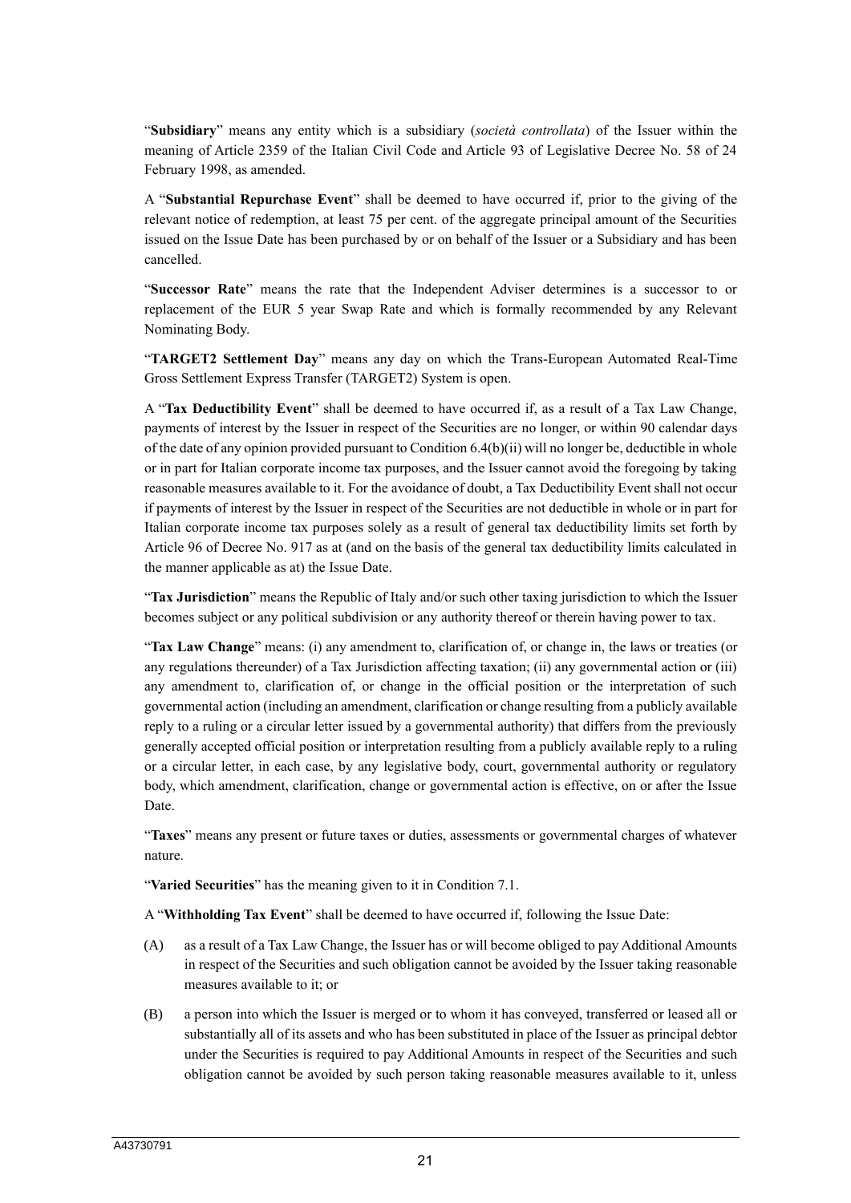"**Subsidiary**" means any entity which is a subsidiary (*società controllata*) of the Issuer within the meaning of Article 2359 of the Italian Civil Code and Article 93 of Legislative Decree No. 58 of 24 February 1998, as amended.

A "**Substantial Repurchase Event**" shall be deemed to have occurred if, prior to the giving of the relevant notice of redemption, at least 75 per cent. of the aggregate principal amount of the Securities issued on the Issue Date has been purchased by or on behalf of the Issuer or a Subsidiary and has been cancelled.

"**Successor Rate**" means the rate that the Independent Adviser determines is a successor to or replacement of the EUR 5 year Swap Rate and which is formally recommended by any Relevant Nominating Body.

"**TARGET2 Settlement Day**" means any day on which the Trans-European Automated Real-Time Gross Settlement Express Transfer (TARGET2) System is open.

A "**Tax Deductibility Event**" shall be deemed to have occurred if, as a result of a Tax Law Change, payments of interest by the Issuer in respect of the Securities are no longer, or within 90 calendar days of the date of any opinion provided pursuant to Condition 6.4(b)(ii) will no longer be, deductible in whole or in part for Italian corporate income tax purposes, and the Issuer cannot avoid the foregoing by taking reasonable measures available to it. For the avoidance of doubt, a Tax Deductibility Event shall not occur if payments of interest by the Issuer in respect of the Securities are not deductible in whole or in part for Italian corporate income tax purposes solely as a result of general tax deductibility limits set forth by Article 96 of Decree No. 917 as at (and on the basis of the general tax deductibility limits calculated in the manner applicable as at) the Issue Date.

"**Tax Jurisdiction**" means the Republic of Italy and/or such other taxing jurisdiction to which the Issuer becomes subject or any political subdivision or any authority thereof or therein having power to tax.

"**Tax Law Change**" means: (i) any amendment to, clarification of, or change in, the laws or treaties (or any regulations thereunder) of a Tax Jurisdiction affecting taxation; (ii) any governmental action or (iii) any amendment to, clarification of, or change in the official position or the interpretation of such governmental action (including an amendment, clarification or change resulting from a publicly available reply to a ruling or a circular letter issued by a governmental authority) that differs from the previously generally accepted official position or interpretation resulting from a publicly available reply to a ruling or a circular letter, in each case, by any legislative body, court, governmental authority or regulatory body, which amendment, clarification, change or governmental action is effective, on or after the Issue Date.

"**Taxes**" means any present or future taxes or duties, assessments or governmental charges of whatever nature.

"**Varied Securities**" has the meaning given to it in Condition 7.1.

A "**Withholding Tax Event**" shall be deemed to have occurred if, following the Issue Date:

(A) as a result of a Tax Law Change, the Issuer has or will become obliged to pay Additional Amounts in respect of the Securities and such obligation cannot be avoided by the Issuer taking reasonable measures available to it; or

(B) a person into which the Issuer is merged or to whom it has conveyed, transferred or leased all or substantially all of its assets and who has been substituted in place of the Issuer as principal debtor under the Securities is required to pay Additional Amounts in respect of the Securities and such obligation cannot be avoided by such person taking reasonable measures available to it, unless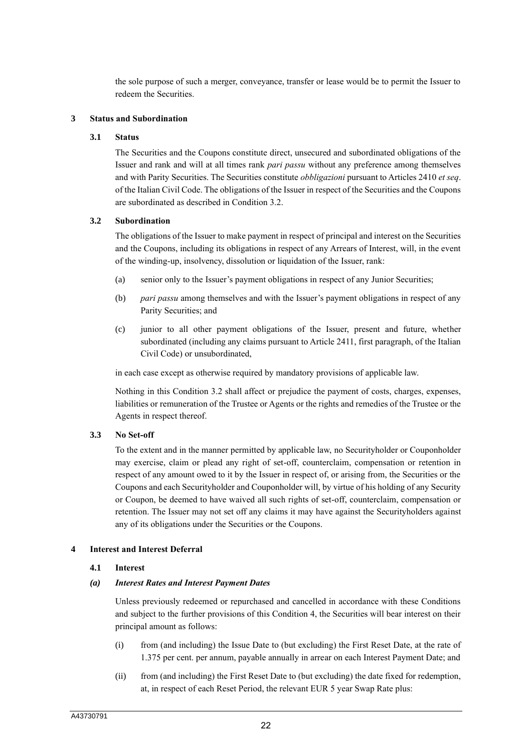the sole purpose of such a merger, conveyance, transfer or lease would be to permit the Issuer to redeem the Securities.

## 3 Status and Subordination

### 3.1 Status

The Securities and the Coupons constitute direct, unsecured and subordinated obligations of the Issuer and rank and will at all times rank *pari passu* without any preference among themselves and with Parity Securities. The Securities constitute *obbligazioni* pursuant to Articles 2410 *et seq*. of the Italian Civil Code. The obligations of the Issuer in respect of the Securities and the Coupons are subordinated as described in Condition 3.2.

### 3.2 Subordination

The obligations of the Issuer to make payment in respect of principal and interest on the Securities and the Coupons, including its obligations in respect of any Arrears of Interest, will, in the event of the winding-up, insolvency, dissolution or liquidation of the Issuer, rank:

(a) senior only to the Issuer's payment obligations in respect of any Junior Securities;

(b) *pari passu* among themselves and with the Issuer's payment obligations in respect of any Parity Securities; and

(c) junior to all other payment obligations of the Issuer, present and future, whether subordinated (including any claims pursuant to Article 2411, first paragraph, of the Italian Civil Code) or unsubordinated,

in each case except as otherwise required by mandatory provisions of applicable law.

Nothing in this Condition 3.2 shall affect or prejudice the payment of costs, charges, expenses, liabilities or remuneration of the Trustee or Agents or the rights and remedies of the Trustee or the Agents in respect thereof.

### 3.3 No Set-off

To the extent and in the manner permitted by applicable law, no Securityholder or Couponholder may exercise, claim or plead any right of set-off, counterclaim, compensation or retention in respect of any amount owed to it by the Issuer in respect of, or arising from, the Securities or the Coupons and each Securityholder and Couponholder will, by virtue of his holding of any Security or Coupon, be deemed to have waived all such rights of set-off, counterclaim, compensation or retention. The Issuer may not set off any claims it may have against the Securityholders against any of its obligations under the Securities or the Coupons.

## 4 Interest and Interest Deferral

### 4.1 Interest

#### *(a) Interest Rates and Interest Payment Dates*

Unless previously redeemed or repurchased and cancelled in accordance with these Conditions and subject to the further provisions of this Condition 4, the Securities will bear interest on their principal amount as follows:

(i) from (and including) the Issue Date to (but excluding) the First Reset Date, at the rate of 1.375 per cent. per annum, payable annually in arrear on each Interest Payment Date; and

(ii) from (and including) the First Reset Date to (but excluding) the date fixed for redemption, at, in respect of each Reset Period, the relevant EUR 5 year Swap Rate plus: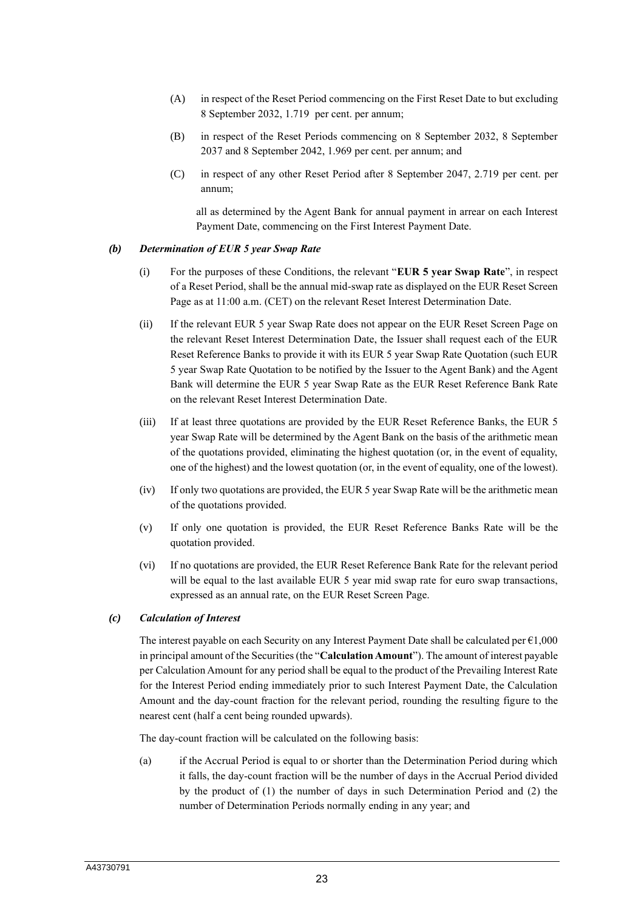(A) in respect of the Reset Period commencing on the First Reset Date to but excluding 8 September 2032, 1.719 per cent. per annum;

(B) in respect of the Reset Periods commencing on 8 September 2032, 8 September 2037 and 8 September 2042, 1.969 per cent. per annum; and

(C) in respect of any other Reset Period after 8 September 2047, 2.719 per cent. per annum;

all as determined by the Agent Bank for annual payment in arrear on each Interest Payment Date, commencing on the First Interest Payment Date.

***(b) Determination of EUR 5 year Swap Rate***

(i) For the purposes of these Conditions, the relevant "**EUR 5 year Swap Rate**", in respect of a Reset Period, shall be the annual mid-swap rate as displayed on the EUR Reset Screen Page as at 11:00 a.m. (CET) on the relevant Reset Interest Determination Date.

(ii) If the relevant EUR 5 year Swap Rate does not appear on the EUR Reset Screen Page on the relevant Reset Interest Determination Date, the Issuer shall request each of the EUR Reset Reference Banks to provide it with its EUR 5 year Swap Rate Quotation (such EUR 5 year Swap Rate Quotation to be notified by the Issuer to the Agent Bank) and the Agent Bank will determine the EUR 5 year Swap Rate as the EUR Reset Reference Bank Rate on the relevant Reset Interest Determination Date.

(iii) If at least three quotations are provided by the EUR Reset Reference Banks, the EUR 5 year Swap Rate will be determined by the Agent Bank on the basis of the arithmetic mean of the quotations provided, eliminating the highest quotation (or, in the event of equality, one of the highest) and the lowest quotation (or, in the event of equality, one of the lowest).

(iv) If only two quotations are provided, the EUR 5 year Swap Rate will be the arithmetic mean of the quotations provided.

(v) If only one quotation is provided, the EUR Reset Reference Banks Rate will be the quotation provided.

(vi) If no quotations are provided, the EUR Reset Reference Bank Rate for the relevant period will be equal to the last available EUR 5 year mid swap rate for euro swap transactions, expressed as an annual rate, on the EUR Reset Screen Page.

***(c) Calculation of Interest***

The interest payable on each Security on any Interest Payment Date shall be calculated per €1,000 in principal amount of the Securities (the "**Calculation Amount**"). The amount of interest payable per Calculation Amount for any period shall be equal to the product of the Prevailing Interest Rate for the Interest Period ending immediately prior to such Interest Payment Date, the Calculation Amount and the day-count fraction for the relevant period, rounding the resulting figure to the nearest cent (half a cent being rounded upwards).

The day-count fraction will be calculated on the following basis:

(a) if the Accrual Period is equal to or shorter than the Determination Period during which it falls, the day-count fraction will be the number of days in the Accrual Period divided by the product of (1) the number of days in such Determination Period and (2) the number of Determination Periods normally ending in any year; and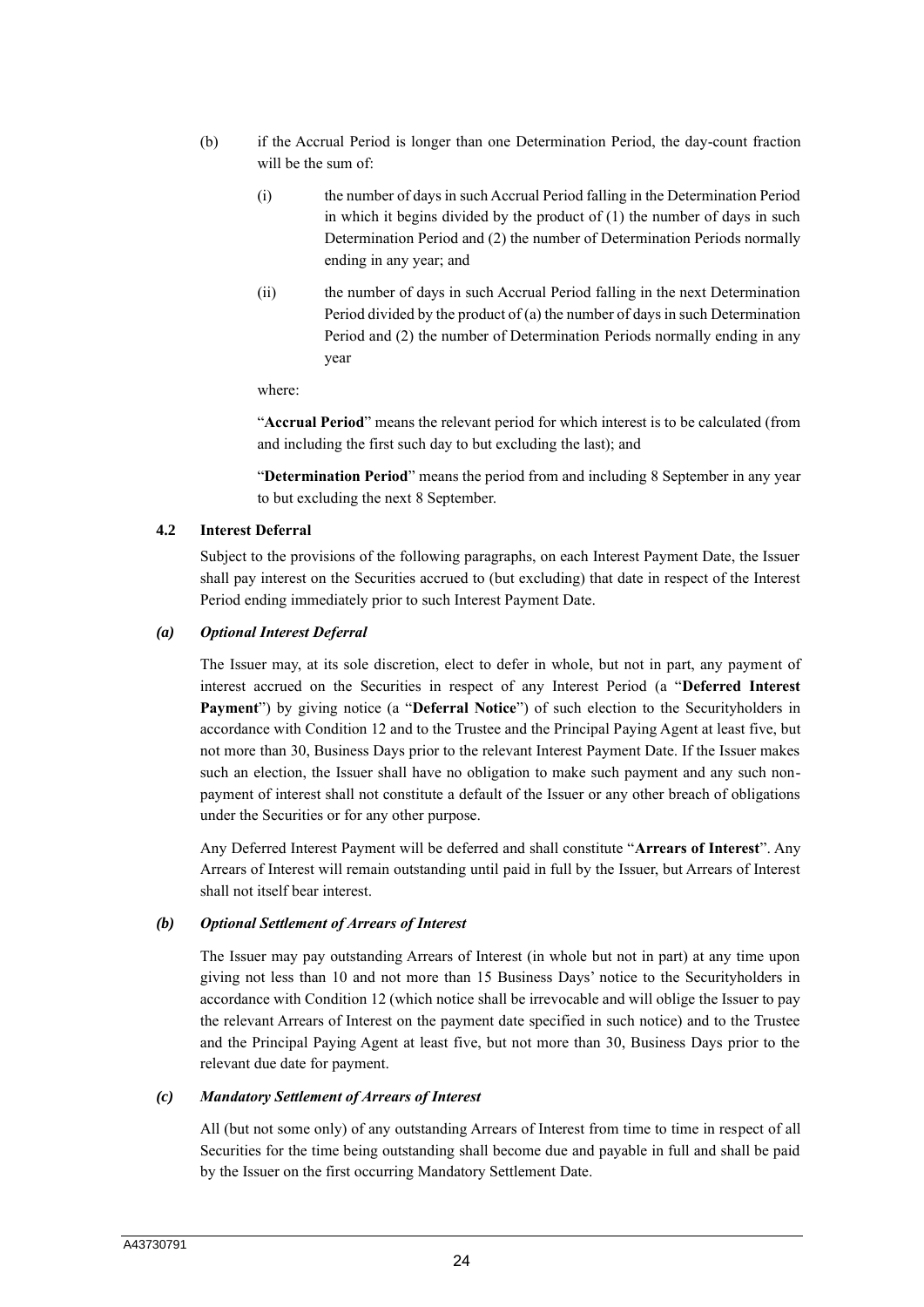(b) if the Accrual Period is longer than one Determination Period, the day-count fraction will be the sum of:

(i) the number of days in such Accrual Period falling in the Determination Period in which it begins divided by the product of (1) the number of days in such Determination Period and (2) the number of Determination Periods normally ending in any year; and

(ii) the number of days in such Accrual Period falling in the next Determination Period divided by the product of (a) the number of days in such Determination Period and (2) the number of Determination Periods normally ending in any year

where:

"**Accrual Period**" means the relevant period for which interest is to be calculated (from and including the first such day to but excluding the last); and

"**Determination Period**" means the period from and including 8 September in any year to but excluding the next 8 September.

**4.2 Interest Deferral**

Subject to the provisions of the following paragraphs, on each Interest Payment Date, the Issuer shall pay interest on the Securities accrued to (but excluding) that date in respect of the Interest Period ending immediately prior to such Interest Payment Date.

***(a) Optional Interest Deferral***

The Issuer may, at its sole discretion, elect to defer in whole, but not in part, any payment of interest accrued on the Securities in respect of any Interest Period (a "**Deferred Interest Payment**") by giving notice (a "**Deferral Notice**") of such election to the Securityholders in accordance with Condition 12 and to the Trustee and the Principal Paying Agent at least five, but not more than 30, Business Days prior to the relevant Interest Payment Date. If the Issuer makes such an election, the Issuer shall have no obligation to make such payment and any such non-payment of interest shall not constitute a default of the Issuer or any other breach of obligations under the Securities or for any other purpose.

Any Deferred Interest Payment will be deferred and shall constitute "**Arrears of Interest**". Any Arrears of Interest will remain outstanding until paid in full by the Issuer, but Arrears of Interest shall not itself bear interest.

***(b) Optional Settlement of Arrears of Interest***

The Issuer may pay outstanding Arrears of Interest (in whole but not in part) at any time upon giving not less than 10 and not more than 15 Business Days' notice to the Securityholders in accordance with Condition 12 (which notice shall be irrevocable and will oblige the Issuer to pay the relevant Arrears of Interest on the payment date specified in such notice) and to the Trustee and the Principal Paying Agent at least five, but not more than 30, Business Days prior to the relevant due date for payment.

***(c) Mandatory Settlement of Arrears of Interest***

All (but not some only) of any outstanding Arrears of Interest from time to time in respect of all Securities for the time being outstanding shall become due and payable in full and shall be paid by the Issuer on the first occurring Mandatory Settlement Date.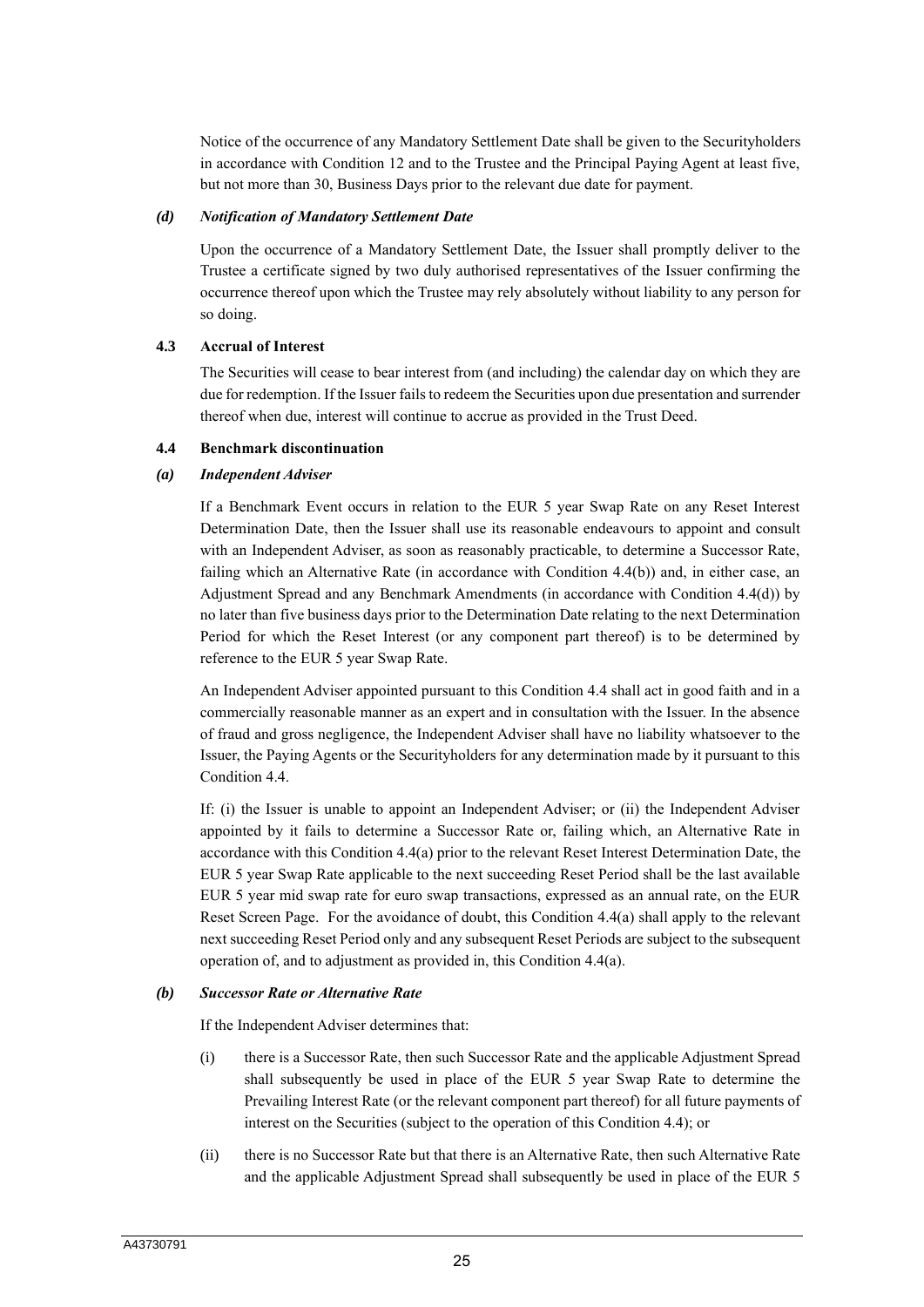Notice of the occurrence of any Mandatory Settlement Date shall be given to the Securityholders in accordance with Condition 12 and to the Trustee and the Principal Paying Agent at least five, but not more than 30, Business Days prior to the relevant due date for payment.

***(d) Notification of Mandatory Settlement Date***

Upon the occurrence of a Mandatory Settlement Date, the Issuer shall promptly deliver to the Trustee a certificate signed by two duly authorised representatives of the Issuer confirming the occurrence thereof upon which the Trustee may rely absolutely without liability to any person for so doing.

**4.3 Accrual of Interest**

The Securities will cease to bear interest from (and including) the calendar day on which they are due for redemption. If the Issuer fails to redeem the Securities upon due presentation and surrender thereof when due, interest will continue to accrue as provided in the Trust Deed.

**4.4 Benchmark discontinuation**

***(a) Independent Adviser***

If a Benchmark Event occurs in relation to the EUR 5 year Swap Rate on any Reset Interest Determination Date, then the Issuer shall use its reasonable endeavours to appoint and consult with an Independent Adviser, as soon as reasonably practicable, to determine a Successor Rate, failing which an Alternative Rate (in accordance with Condition 4.4(b)) and, in either case, an Adjustment Spread and any Benchmark Amendments (in accordance with Condition 4.4(d)) by no later than five business days prior to the Determination Date relating to the next Determination Period for which the Reset Interest (or any component part thereof) is to be determined by reference to the EUR 5 year Swap Rate.

An Independent Adviser appointed pursuant to this Condition 4.4 shall act in good faith and in a commercially reasonable manner as an expert and in consultation with the Issuer. In the absence of fraud and gross negligence, the Independent Adviser shall have no liability whatsoever to the Issuer, the Paying Agents or the Securityholders for any determination made by it pursuant to this Condition 4.4.

If: (i) the Issuer is unable to appoint an Independent Adviser; or (ii) the Independent Adviser appointed by it fails to determine a Successor Rate or, failing which, an Alternative Rate in accordance with this Condition 4.4(a) prior to the relevant Reset Interest Determination Date, the EUR 5 year Swap Rate applicable to the next succeeding Reset Period shall be the last available EUR 5 year mid swap rate for euro swap transactions, expressed as an annual rate, on the EUR Reset Screen Page. For the avoidance of doubt, this Condition 4.4(a) shall apply to the relevant next succeeding Reset Period only and any subsequent Reset Periods are subject to the subsequent operation of, and to adjustment as provided in, this Condition 4.4(a).

***(b) Successor Rate or Alternative Rate***

If the Independent Adviser determines that:

(i) there is a Successor Rate, then such Successor Rate and the applicable Adjustment Spread shall subsequently be used in place of the EUR 5 year Swap Rate to determine the Prevailing Interest Rate (or the relevant component part thereof) for all future payments of interest on the Securities (subject to the operation of this Condition 4.4); or

(ii) there is no Successor Rate but that there is an Alternative Rate, then such Alternative Rate and the applicable Adjustment Spread shall subsequently be used in place of the EUR 5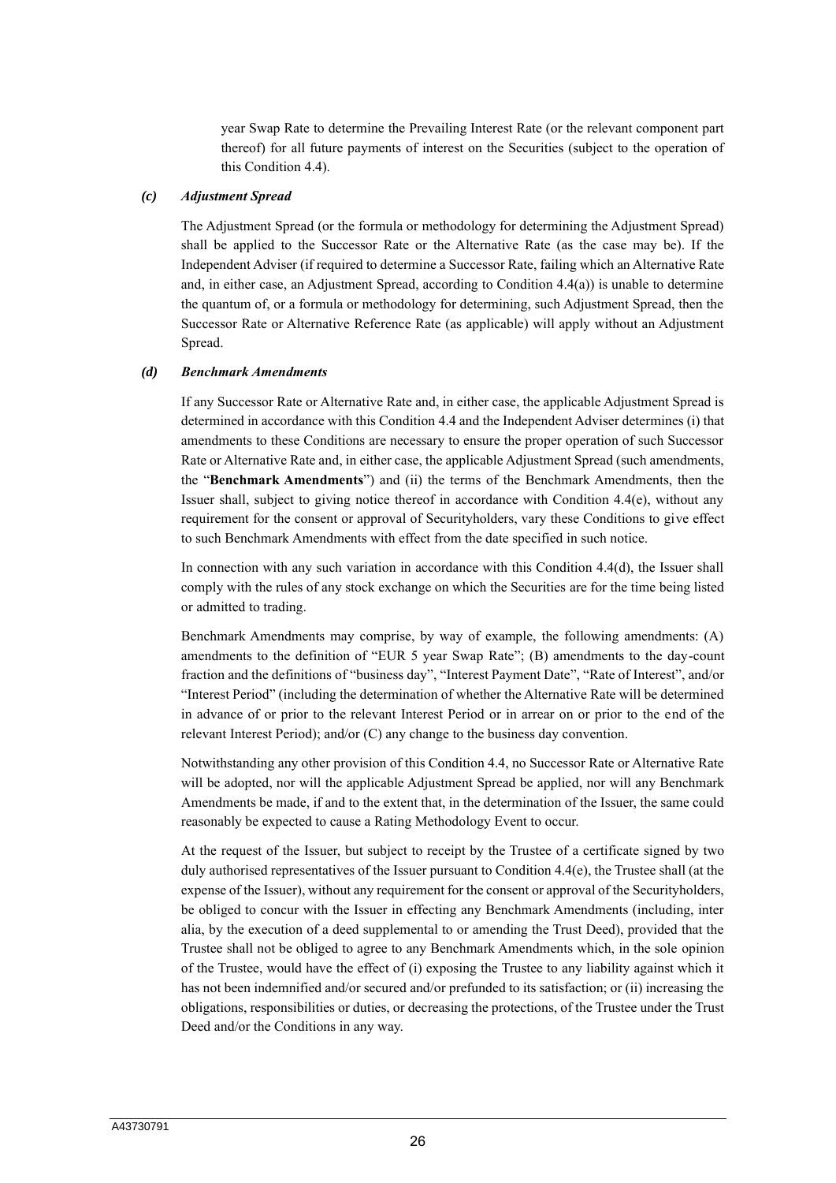year Swap Rate to determine the Prevailing Interest Rate (or the relevant component part thereof) for all future payments of interest on the Securities (subject to the operation of this Condition 4.4).

*(c)* ***Adjustment Spread***

The Adjustment Spread (or the formula or methodology for determining the Adjustment Spread) shall be applied to the Successor Rate or the Alternative Rate (as the case may be). If the Independent Adviser (if required to determine a Successor Rate, failing which an Alternative Rate and, in either case, an Adjustment Spread, according to Condition 4.4(a)) is unable to determine the quantum of, or a formula or methodology for determining, such Adjustment Spread, then the Successor Rate or Alternative Reference Rate (as applicable) will apply without an Adjustment Spread.

*(d)* ***Benchmark Amendments***

If any Successor Rate or Alternative Rate and, in either case, the applicable Adjustment Spread is determined in accordance with this Condition 4.4 and the Independent Adviser determines (i) that amendments to these Conditions are necessary to ensure the proper operation of such Successor Rate or Alternative Rate and, in either case, the applicable Adjustment Spread (such amendments, the "**Benchmark Amendments**") and (ii) the terms of the Benchmark Amendments, then the Issuer shall, subject to giving notice thereof in accordance with Condition 4.4(e), without any requirement for the consent or approval of Securityholders, vary these Conditions to give effect to such Benchmark Amendments with effect from the date specified in such notice.

In connection with any such variation in accordance with this Condition 4.4(d), the Issuer shall comply with the rules of any stock exchange on which the Securities are for the time being listed or admitted to trading.

Benchmark Amendments may comprise, by way of example, the following amendments: (A) amendments to the definition of "EUR 5 year Swap Rate"; (B) amendments to the day-count fraction and the definitions of "business day", "Interest Payment Date", "Rate of Interest", and/or "Interest Period" (including the determination of whether the Alternative Rate will be determined in advance of or prior to the relevant Interest Period or in arrear on or prior to the end of the relevant Interest Period); and/or (C) any change to the business day convention.

Notwithstanding any other provision of this Condition 4.4, no Successor Rate or Alternative Rate will be adopted, nor will the applicable Adjustment Spread be applied, nor will any Benchmark Amendments be made, if and to the extent that, in the determination of the Issuer, the same could reasonably be expected to cause a Rating Methodology Event to occur.

At the request of the Issuer, but subject to receipt by the Trustee of a certificate signed by two duly authorised representatives of the Issuer pursuant to Condition 4.4(e), the Trustee shall (at the expense of the Issuer), without any requirement for the consent or approval of the Securityholders, be obliged to concur with the Issuer in effecting any Benchmark Amendments (including, inter alia, by the execution of a deed supplemental to or amending the Trust Deed), provided that the Trustee shall not be obliged to agree to any Benchmark Amendments which, in the sole opinion of the Trustee, would have the effect of (i) exposing the Trustee to any liability against which it has not been indemnified and/or secured and/or prefunded to its satisfaction; or (ii) increasing the obligations, responsibilities or duties, or decreasing the protections, of the Trustee under the Trust Deed and/or the Conditions in any way.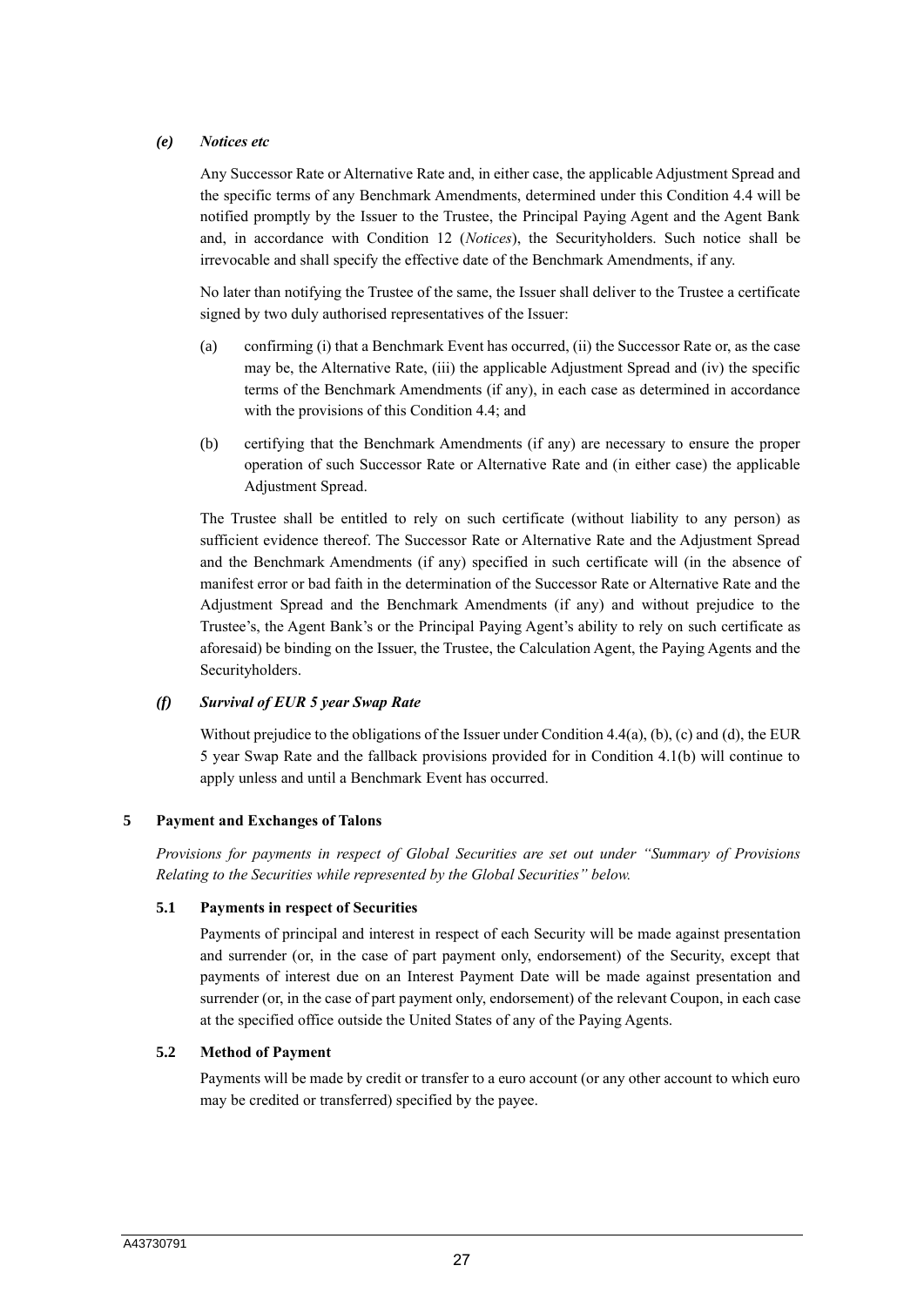#### *(e) Notices etc*

Any Successor Rate or Alternative Rate and, in either case, the applicable Adjustment Spread and the specific terms of any Benchmark Amendments, determined under this Condition 4.4 will be notified promptly by the Issuer to the Trustee, the Principal Paying Agent and the Agent Bank and, in accordance with Condition 12 (*Notices*), the Securityholders. Such notice shall be irrevocable and shall specify the effective date of the Benchmark Amendments, if any.

No later than notifying the Trustee of the same, the Issuer shall deliver to the Trustee a certificate signed by two duly authorised representatives of the Issuer:

(a) confirming (i) that a Benchmark Event has occurred, (ii) the Successor Rate or, as the case may be, the Alternative Rate, (iii) the applicable Adjustment Spread and (iv) the specific terms of the Benchmark Amendments (if any), in each case as determined in accordance with the provisions of this Condition 4.4; and

(b) certifying that the Benchmark Amendments (if any) are necessary to ensure the proper operation of such Successor Rate or Alternative Rate and (in either case) the applicable Adjustment Spread.

The Trustee shall be entitled to rely on such certificate (without liability to any person) as sufficient evidence thereof. The Successor Rate or Alternative Rate and the Adjustment Spread and the Benchmark Amendments (if any) specified in such certificate will (in the absence of manifest error or bad faith in the determination of the Successor Rate or Alternative Rate and the Adjustment Spread and the Benchmark Amendments (if any) and without prejudice to the Trustee's, the Agent Bank's or the Principal Paying Agent's ability to rely on such certificate as aforesaid) be binding on the Issuer, the Trustee, the Calculation Agent, the Paying Agents and the Securityholders.

#### *(f) Survival of EUR 5 year Swap Rate*

Without prejudice to the obligations of the Issuer under Condition 4.4(a), (b), (c) and (d), the EUR 5 year Swap Rate and the fallback provisions provided for in Condition 4.1(b) will continue to apply unless and until a Benchmark Event has occurred.

## 5 Payment and Exchanges of Talons

*Provisions for payments in respect of Global Securities are set out under "Summary of Provisions Relating to the Securities while represented by the Global Securities" below.*

### 5.1 Payments in respect of Securities

Payments of principal and interest in respect of each Security will be made against presentation and surrender (or, in the case of part payment only, endorsement) of the Security, except that payments of interest due on an Interest Payment Date will be made against presentation and surrender (or, in the case of part payment only, endorsement) of the relevant Coupon, in each case at the specified office outside the United States of any of the Paying Agents.

### 5.2 Method of Payment

Payments will be made by credit or transfer to a euro account (or any other account to which euro may be credited or transferred) specified by the payee.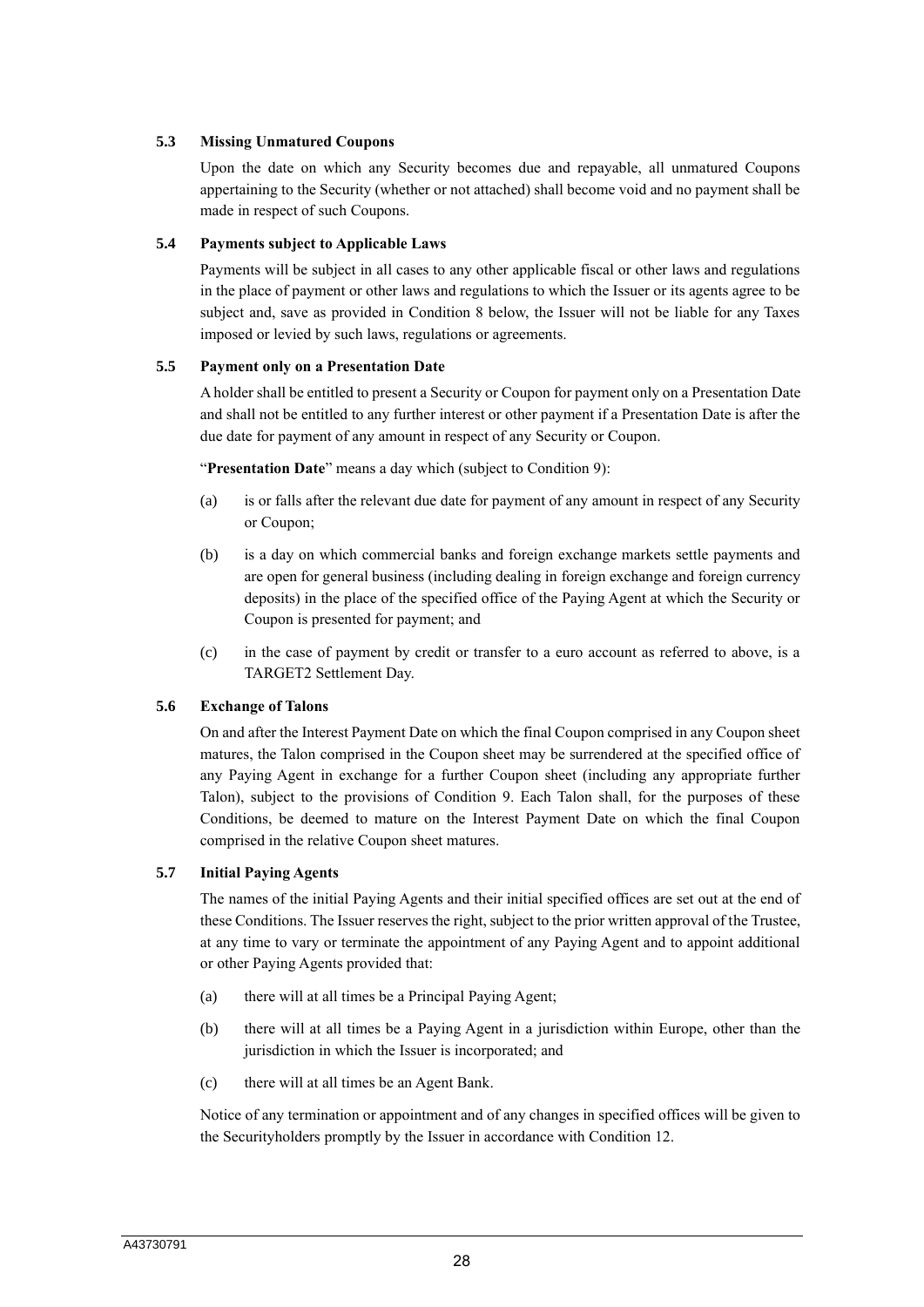### 5.3 Missing Unmatured Coupons

Upon the date on which any Security becomes due and repayable, all unmatured Coupons appertaining to the Security (whether or not attached) shall become void and no payment shall be made in respect of such Coupons.

### 5.4 Payments subject to Applicable Laws

Payments will be subject in all cases to any other applicable fiscal or other laws and regulations in the place of payment or other laws and regulations to which the Issuer or its agents agree to be subject and, save as provided in Condition 8 below, the Issuer will not be liable for any Taxes imposed or levied by such laws, regulations or agreements.

### 5.5 Payment only on a Presentation Date

A holder shall be entitled to present a Security or Coupon for payment only on a Presentation Date and shall not be entitled to any further interest or other payment if a Presentation Date is after the due date for payment of any amount in respect of any Security or Coupon.

"**Presentation Date**" means a day which (subject to Condition 9):

(a) is or falls after the relevant due date for payment of any amount in respect of any Security or Coupon;

(b) is a day on which commercial banks and foreign exchange markets settle payments and are open for general business (including dealing in foreign exchange and foreign currency deposits) in the place of the specified office of the Paying Agent at which the Security or Coupon is presented for payment; and

(c) in the case of payment by credit or transfer to a euro account as referred to above, is a TARGET2 Settlement Day.

### 5.6 Exchange of Talons

On and after the Interest Payment Date on which the final Coupon comprised in any Coupon sheet matures, the Talon comprised in the Coupon sheet may be surrendered at the specified office of any Paying Agent in exchange for a further Coupon sheet (including any appropriate further Talon), subject to the provisions of Condition 9. Each Talon shall, for the purposes of these Conditions, be deemed to mature on the Interest Payment Date on which the final Coupon comprised in the relative Coupon sheet matures.

### 5.7 Initial Paying Agents

The names of the initial Paying Agents and their initial specified offices are set out at the end of these Conditions. The Issuer reserves the right, subject to the prior written approval of the Trustee, at any time to vary or terminate the appointment of any Paying Agent and to appoint additional or other Paying Agents provided that:

(a) there will at all times be a Principal Paying Agent;

(b) there will at all times be a Paying Agent in a jurisdiction within Europe, other than the jurisdiction in which the Issuer is incorporated; and

(c) there will at all times be an Agent Bank.

Notice of any termination or appointment and of any changes in specified offices will be given to the Securityholders promptly by the Issuer in accordance with Condition 12.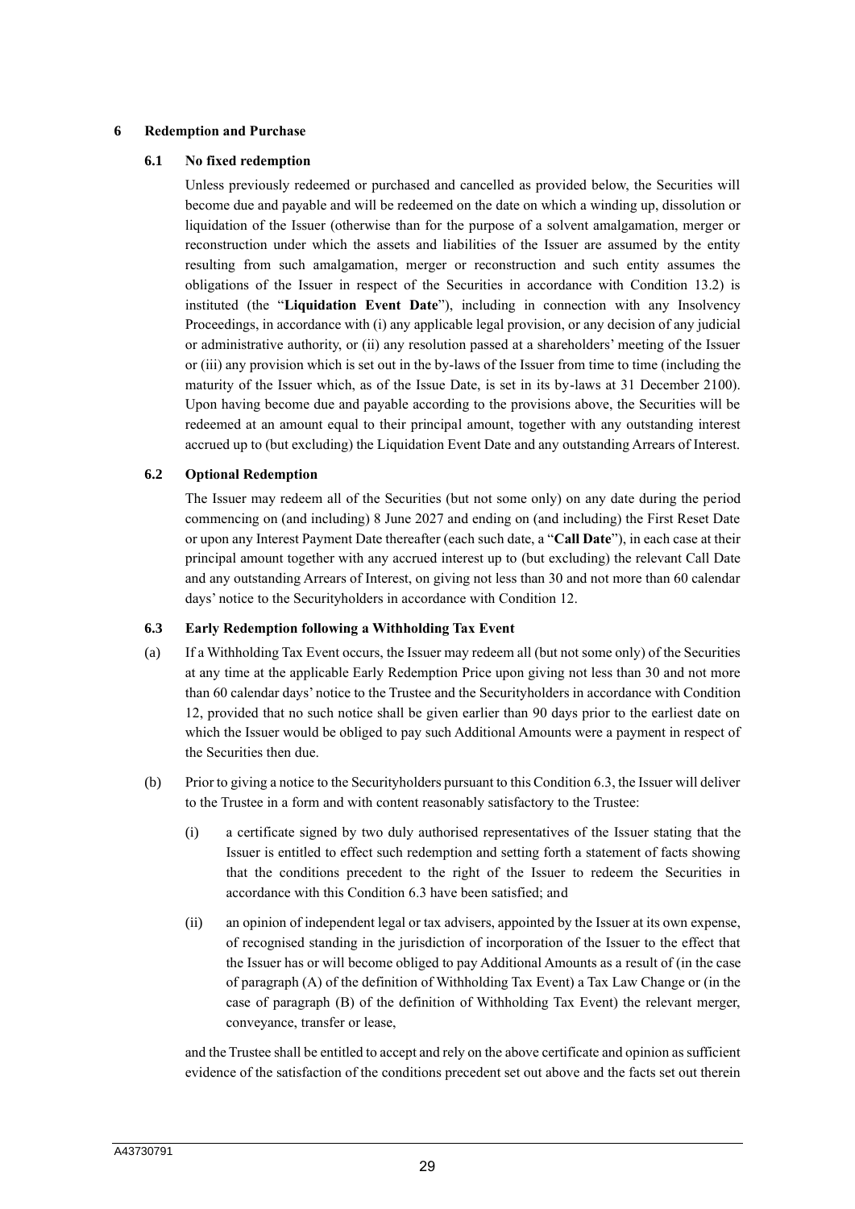## 6 Redemption and Purchase

### 6.1 No fixed redemption

Unless previously redeemed or purchased and cancelled as provided below, the Securities will become due and payable and will be redeemed on the date on which a winding up, dissolution or liquidation of the Issuer (otherwise than for the purpose of a solvent amalgamation, merger or reconstruction under which the assets and liabilities of the Issuer are assumed by the entity resulting from such amalgamation, merger or reconstruction and such entity assumes the obligations of the Issuer in respect of the Securities in accordance with Condition 13.2) is instituted (the "**Liquidation Event Date**"), including in connection with any Insolvency Proceedings, in accordance with (i) any applicable legal provision, or any decision of any judicial or administrative authority, or (ii) any resolution passed at a shareholders' meeting of the Issuer or (iii) any provision which is set out in the by-laws of the Issuer from time to time (including the maturity of the Issuer which, as of the Issue Date, is set in its by-laws at 31 December 2100). Upon having become due and payable according to the provisions above, the Securities will be redeemed at an amount equal to their principal amount, together with any outstanding interest accrued up to (but excluding) the Liquidation Event Date and any outstanding Arrears of Interest.

### 6.2 Optional Redemption

The Issuer may redeem all of the Securities (but not some only) on any date during the period commencing on (and including) 8 June 2027 and ending on (and including) the First Reset Date or upon any Interest Payment Date thereafter (each such date, a "**Call Date**"), in each case at their principal amount together with any accrued interest up to (but excluding) the relevant Call Date and any outstanding Arrears of Interest, on giving not less than 30 and not more than 60 calendar days' notice to the Securityholders in accordance with Condition 12.

### 6.3 Early Redemption following a Withholding Tax Event

(a) If a Withholding Tax Event occurs, the Issuer may redeem all (but not some only) of the Securities at any time at the applicable Early Redemption Price upon giving not less than 30 and not more than 60 calendar days' notice to the Trustee and the Securityholders in accordance with Condition 12, provided that no such notice shall be given earlier than 90 days prior to the earliest date on which the Issuer would be obliged to pay such Additional Amounts were a payment in respect of the Securities then due.

(b) Prior to giving a notice to the Securityholders pursuant to this Condition 6.3, the Issuer will deliver to the Trustee in a form and with content reasonably satisfactory to the Trustee:

   (i) a certificate signed by two duly authorised representatives of the Issuer stating that the Issuer is entitled to effect such redemption and setting forth a statement of facts showing that the conditions precedent to the right of the Issuer to redeem the Securities in accordance with this Condition 6.3 have been satisfied; and

   (ii) an opinion of independent legal or tax advisers, appointed by the Issuer at its own expense, of recognised standing in the jurisdiction of incorporation of the Issuer to the effect that the Issuer has or will become obliged to pay Additional Amounts as a result of (in the case of paragraph (A) of the definition of Withholding Tax Event) a Tax Law Change or (in the case of paragraph (B) of the definition of Withholding Tax Event) the relevant merger, conveyance, transfer or lease,

and the Trustee shall be entitled to accept and rely on the above certificate and opinion as sufficient evidence of the satisfaction of the conditions precedent set out above and the facts set out therein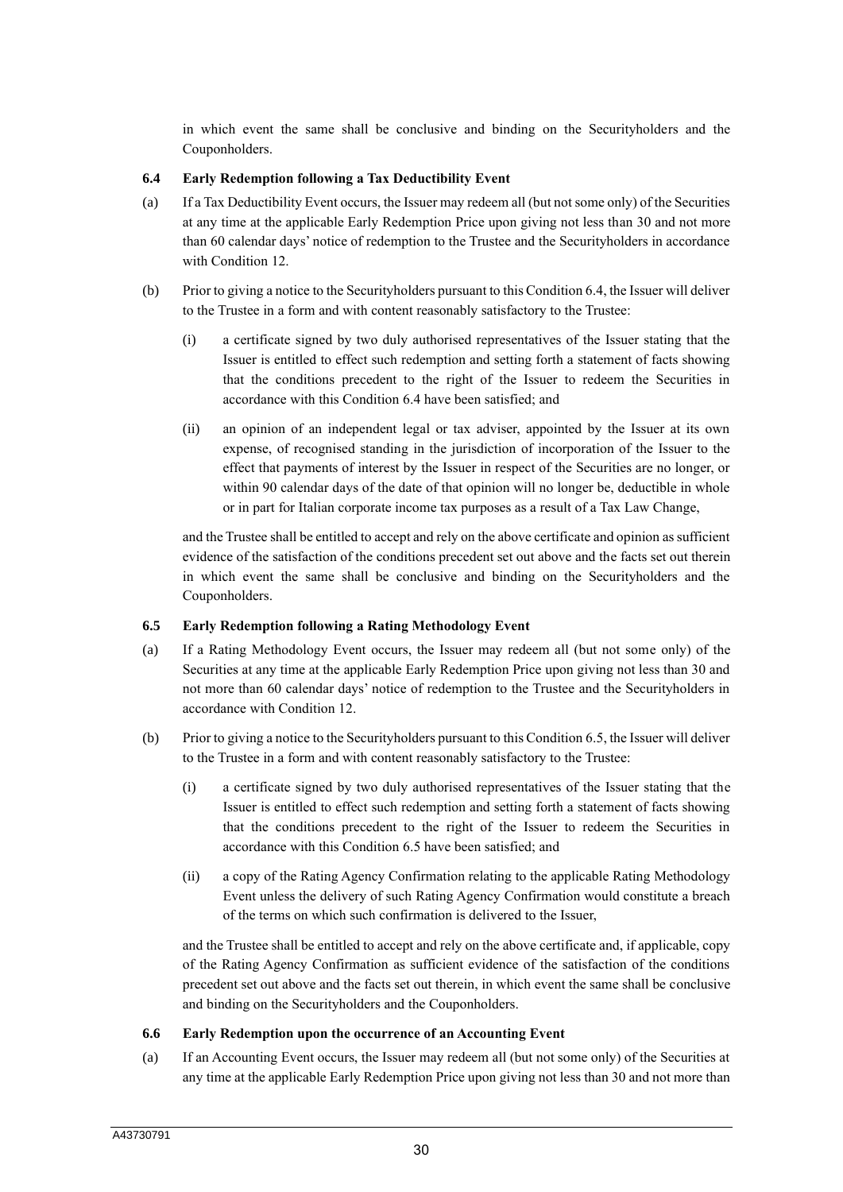in which event the same shall be conclusive and binding on the Securityholders and the Couponholders.

### 6.4 Early Redemption following a Tax Deductibility Event

(a) If a Tax Deductibility Event occurs, the Issuer may redeem all (but not some only) of the Securities at any time at the applicable Early Redemption Price upon giving not less than 30 and not more than 60 calendar days' notice of redemption to the Trustee and the Securityholders in accordance with Condition 12.

(b) Prior to giving a notice to the Securityholders pursuant to this Condition 6.4, the Issuer will deliver to the Trustee in a form and with content reasonably satisfactory to the Trustee:

   (i) a certificate signed by two duly authorised representatives of the Issuer stating that the Issuer is entitled to effect such redemption and setting forth a statement of facts showing that the conditions precedent to the right of the Issuer to redeem the Securities in accordance with this Condition 6.4 have been satisfied; and

   (ii) an opinion of an independent legal or tax adviser, appointed by the Issuer at its own expense, of recognised standing in the jurisdiction of incorporation of the Issuer to the effect that payments of interest by the Issuer in respect of the Securities are no longer, or within 90 calendar days of the date of that opinion will no longer be, deductible in whole or in part for Italian corporate income tax purposes as a result of a Tax Law Change,

and the Trustee shall be entitled to accept and rely on the above certificate and opinion as sufficient evidence of the satisfaction of the conditions precedent set out above and the facts set out therein in which event the same shall be conclusive and binding on the Securityholders and the Couponholders.

### 6.5 Early Redemption following a Rating Methodology Event

(a) If a Rating Methodology Event occurs, the Issuer may redeem all (but not some only) of the Securities at any time at the applicable Early Redemption Price upon giving not less than 30 and not more than 60 calendar days' notice of redemption to the Trustee and the Securityholders in accordance with Condition 12.

(b) Prior to giving a notice to the Securityholders pursuant to this Condition 6.5, the Issuer will deliver to the Trustee in a form and with content reasonably satisfactory to the Trustee:

   (i) a certificate signed by two duly authorised representatives of the Issuer stating that the Issuer is entitled to effect such redemption and setting forth a statement of facts showing that the conditions precedent to the right of the Issuer to redeem the Securities in accordance with this Condition 6.5 have been satisfied; and

   (ii) a copy of the Rating Agency Confirmation relating to the applicable Rating Methodology Event unless the delivery of such Rating Agency Confirmation would constitute a breach of the terms on which such confirmation is delivered to the Issuer,

and the Trustee shall be entitled to accept and rely on the above certificate and, if applicable, copy of the Rating Agency Confirmation as sufficient evidence of the satisfaction of the conditions precedent set out above and the facts set out therein, in which event the same shall be conclusive and binding on the Securityholders and the Couponholders.

### 6.6 Early Redemption upon the occurrence of an Accounting Event

(a) If an Accounting Event occurs, the Issuer may redeem all (but not some only) of the Securities at any time at the applicable Early Redemption Price upon giving not less than 30 and not more than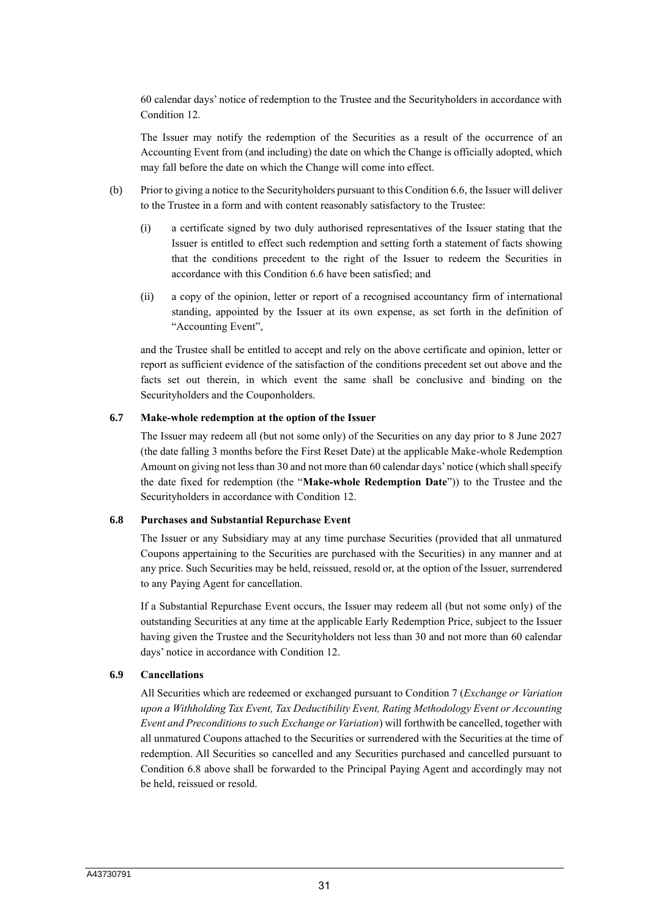60 calendar days' notice of redemption to the Trustee and the Securityholders in accordance with Condition 12.

The Issuer may notify the redemption of the Securities as a result of the occurrence of an Accounting Event from (and including) the date on which the Change is officially adopted, which may fall before the date on which the Change will come into effect.

(b) Prior to giving a notice to the Securityholders pursuant to this Condition 6.6, the Issuer will deliver to the Trustee in a form and with content reasonably satisfactory to the Trustee:

(i) a certificate signed by two duly authorised representatives of the Issuer stating that the Issuer is entitled to effect such redemption and setting forth a statement of facts showing that the conditions precedent to the right of the Issuer to redeem the Securities in accordance with this Condition 6.6 have been satisfied; and

(ii) a copy of the opinion, letter or report of a recognised accountancy firm of international standing, appointed by the Issuer at its own expense, as set forth in the definition of "Accounting Event",

and the Trustee shall be entitled to accept and rely on the above certificate and opinion, letter or report as sufficient evidence of the satisfaction of the conditions precedent set out above and the facts set out therein, in which event the same shall be conclusive and binding on the Securityholders and the Couponholders.

**6.7 Make-whole redemption at the option of the Issuer**

The Issuer may redeem all (but not some only) of the Securities on any day prior to 8 June 2027 (the date falling 3 months before the First Reset Date) at the applicable Make-whole Redemption Amount on giving not less than 30 and not more than 60 calendar days' notice (which shall specify the date fixed for redemption (the "**Make-whole Redemption Date**")) to the Trustee and the Securityholders in accordance with Condition 12.

**6.8 Purchases and Substantial Repurchase Event**

The Issuer or any Subsidiary may at any time purchase Securities (provided that all unmatured Coupons appertaining to the Securities are purchased with the Securities) in any manner and at any price. Such Securities may be held, reissued, resold or, at the option of the Issuer, surrendered to any Paying Agent for cancellation.

If a Substantial Repurchase Event occurs, the Issuer may redeem all (but not some only) of the outstanding Securities at any time at the applicable Early Redemption Price, subject to the Issuer having given the Trustee and the Securityholders not less than 30 and not more than 60 calendar days' notice in accordance with Condition 12.

**6.9 Cancellations**

All Securities which are redeemed or exchanged pursuant to Condition 7 (*Exchange or Variation upon a Withholding Tax Event, Tax Deductibility Event, Rating Methodology Event or Accounting Event and Preconditions to such Exchange or Variation*) will forthwith be cancelled, together with all unmatured Coupons attached to the Securities or surrendered with the Securities at the time of redemption. All Securities so cancelled and any Securities purchased and cancelled pursuant to Condition 6.8 above shall be forwarded to the Principal Paying Agent and accordingly may not be held, reissued or resold.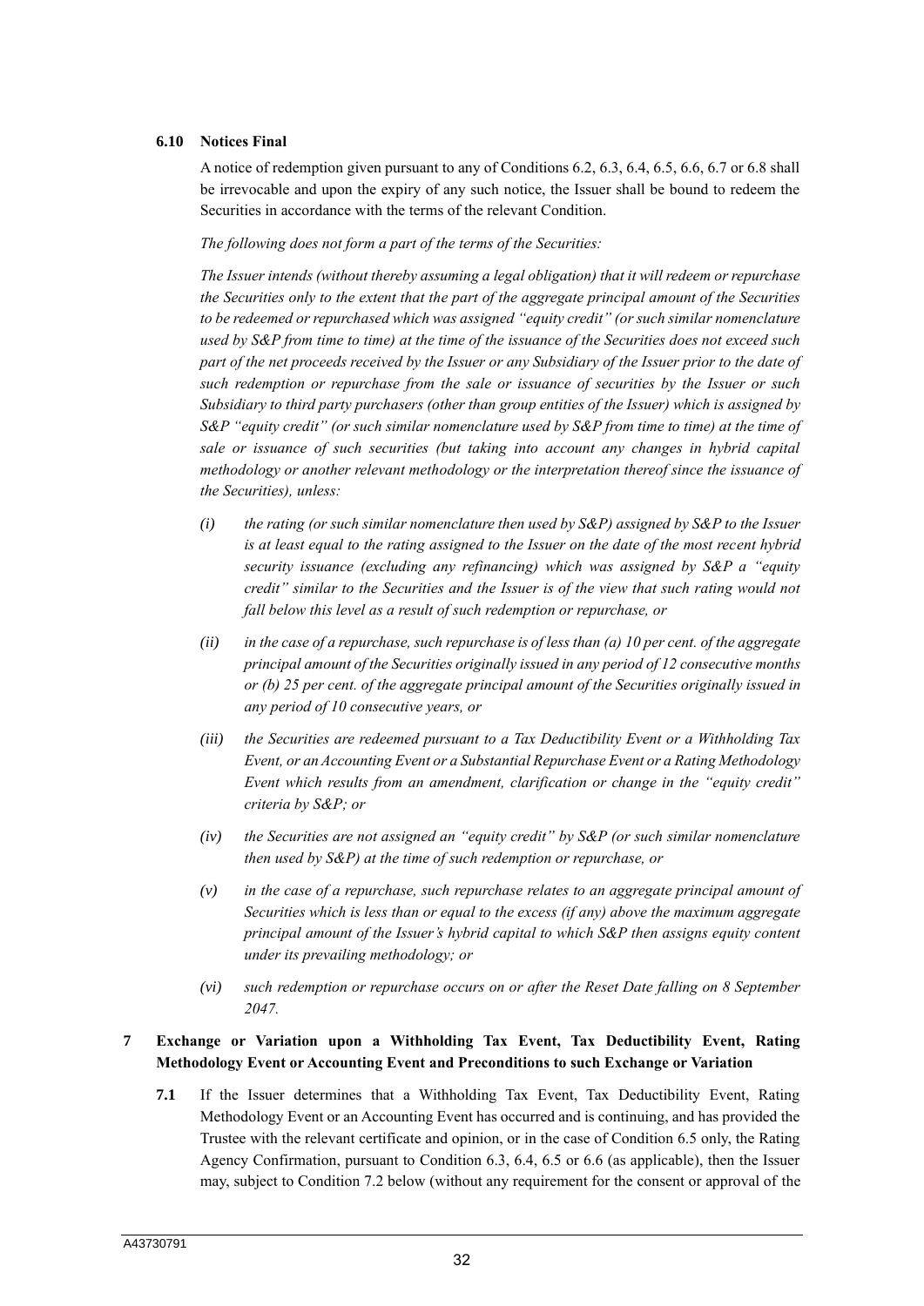### 6.10 Notices Final

A notice of redemption given pursuant to any of Conditions 6.2, 6.3, 6.4, 6.5, 6.6, 6.7 or 6.8 shall be irrevocable and upon the expiry of any such notice, the Issuer shall be bound to redeem the Securities in accordance with the terms of the relevant Condition.

*The following does not form a part of the terms of the Securities:*

*The Issuer intends (without thereby assuming a legal obligation) that it will redeem or repurchase the Securities only to the extent that the part of the aggregate principal amount of the Securities to be redeemed or repurchased which was assigned "equity credit" (or such similar nomenclature used by S&P from time to time) at the time of the issuance of the Securities does not exceed such part of the net proceeds received by the Issuer or any Subsidiary of the Issuer prior to the date of such redemption or repurchase from the sale or issuance of securities by the Issuer or such Subsidiary to third party purchasers (other than group entities of the Issuer) which is assigned by S&P "equity credit" (or such similar nomenclature used by S&P from time to time) at the time of sale or issuance of such securities (but taking into account any changes in hybrid capital methodology or another relevant methodology or the interpretation thereof since the issuance of the Securities), unless:*

- *(i) the rating (or such similar nomenclature then used by S&P) assigned by S&P to the Issuer is at least equal to the rating assigned to the Issuer on the date of the most recent hybrid security issuance (excluding any refinancing) which was assigned by S&P a "equity credit" similar to the Securities and the Issuer is of the view that such rating would not fall below this level as a result of such redemption or repurchase, or*
- *(ii) in the case of a repurchase, such repurchase is of less than (a) 10 per cent. of the aggregate principal amount of the Securities originally issued in any period of 12 consecutive months or (b) 25 per cent. of the aggregate principal amount of the Securities originally issued in any period of 10 consecutive years, or*
- *(iii) the Securities are redeemed pursuant to a Tax Deductibility Event or a Withholding Tax Event, or an Accounting Event or a Substantial Repurchase Event or a Rating Methodology Event which results from an amendment, clarification or change in the "equity credit" criteria by S&P; or*
- *(iv) the Securities are not assigned an "equity credit" by S&P (or such similar nomenclature then used by S&P) at the time of such redemption or repurchase, or*
- *(v) in the case of a repurchase, such repurchase relates to an aggregate principal amount of Securities which is less than or equal to the excess (if any) above the maximum aggregate principal amount of the Issuer's hybrid capital to which S&P then assigns equity content under its prevailing methodology; or*
- *(vi) such redemption or repurchase occurs on or after the Reset Date falling on 8 September 2047.*

## 7 Exchange or Variation upon a Withholding Tax Event, Tax Deductibility Event, Rating Methodology Event or Accounting Event and Preconditions to such Exchange or Variation

**7.1** If the Issuer determines that a Withholding Tax Event, Tax Deductibility Event, Rating Methodology Event or an Accounting Event has occurred and is continuing, and has provided the Trustee with the relevant certificate and opinion, or in the case of Condition 6.5 only, the Rating Agency Confirmation, pursuant to Condition 6.3, 6.4, 6.5 or 6.6 (as applicable), then the Issuer may, subject to Condition 7.2 below (without any requirement for the consent or approval of the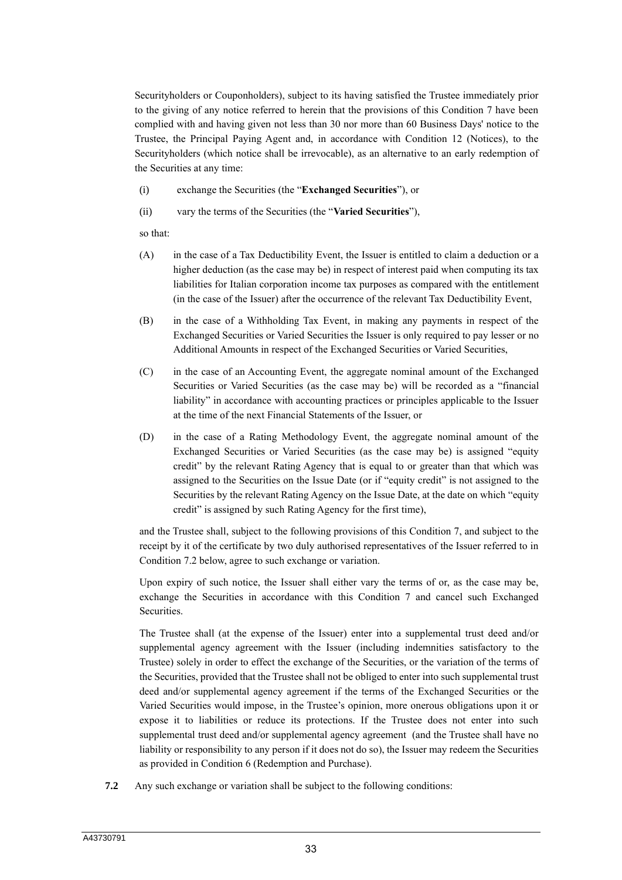Securityholders or Couponholders), subject to its having satisfied the Trustee immediately prior to the giving of any notice referred to herein that the provisions of this Condition 7 have been complied with and having given not less than 30 nor more than 60 Business Days' notice to the Trustee, the Principal Paying Agent and, in accordance with Condition 12 (Notices), to the Securityholders (which notice shall be irrevocable), as an alternative to an early redemption of the Securities at any time:

(i) exchange the Securities (the "**Exchanged Securities**"), or

(ii) vary the terms of the Securities (the "**Varied Securities**"),

so that:

(A) in the case of a Tax Deductibility Event, the Issuer is entitled to claim a deduction or a higher deduction (as the case may be) in respect of interest paid when computing its tax liabilities for Italian corporation income tax purposes as compared with the entitlement (in the case of the Issuer) after the occurrence of the relevant Tax Deductibility Event,

(B) in the case of a Withholding Tax Event, in making any payments in respect of the Exchanged Securities or Varied Securities the Issuer is only required to pay lesser or no Additional Amounts in respect of the Exchanged Securities or Varied Securities,

(C) in the case of an Accounting Event, the aggregate nominal amount of the Exchanged Securities or Varied Securities (as the case may be) will be recorded as a "financial liability" in accordance with accounting practices or principles applicable to the Issuer at the time of the next Financial Statements of the Issuer, or

(D) in the case of a Rating Methodology Event, the aggregate nominal amount of the Exchanged Securities or Varied Securities (as the case may be) is assigned "equity credit" by the relevant Rating Agency that is equal to or greater than that which was assigned to the Securities on the Issue Date (or if "equity credit" is not assigned to the Securities by the relevant Rating Agency on the Issue Date, at the date on which "equity credit" is assigned by such Rating Agency for the first time),

and the Trustee shall, subject to the following provisions of this Condition 7, and subject to the receipt by it of the certificate by two duly authorised representatives of the Issuer referred to in Condition 7.2 below, agree to such exchange or variation.

Upon expiry of such notice, the Issuer shall either vary the terms of or, as the case may be, exchange the Securities in accordance with this Condition 7 and cancel such Exchanged Securities.

The Trustee shall (at the expense of the Issuer) enter into a supplemental trust deed and/or supplemental agency agreement with the Issuer (including indemnities satisfactory to the Trustee) solely in order to effect the exchange of the Securities, or the variation of the terms of the Securities, provided that the Trustee shall not be obliged to enter into such supplemental trust deed and/or supplemental agency agreement if the terms of the Exchanged Securities or the Varied Securities would impose, in the Trustee's opinion, more onerous obligations upon it or expose it to liabilities or reduce its protections. If the Trustee does not enter into such supplemental trust deed and/or supplemental agency agreement (and the Trustee shall have no liability or responsibility to any person if it does not do so), the Issuer may redeem the Securities as provided in Condition 6 (Redemption and Purchase).

**7.2** Any such exchange or variation shall be subject to the following conditions: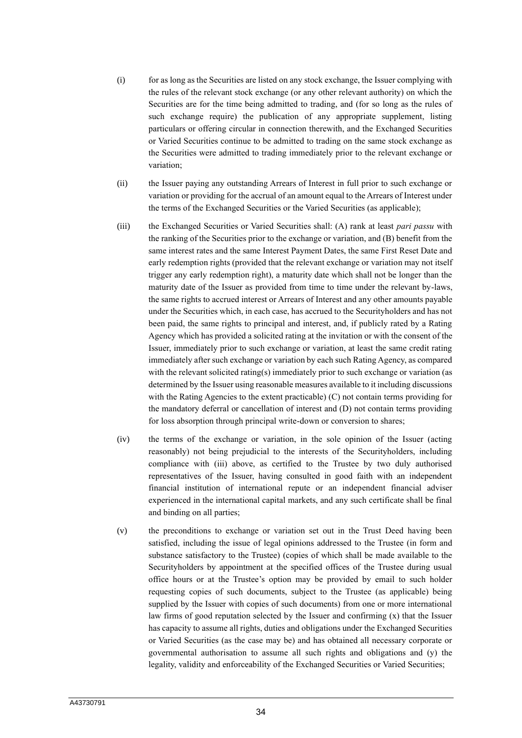(i) for as long as the Securities are listed on any stock exchange, the Issuer complying with the rules of the relevant stock exchange (or any other relevant authority) on which the Securities are for the time being admitted to trading, and (for so long as the rules of such exchange require) the publication of any appropriate supplement, listing particulars or offering circular in connection therewith, and the Exchanged Securities or Varied Securities continue to be admitted to trading on the same stock exchange as the Securities were admitted to trading immediately prior to the relevant exchange or variation;

(ii) the Issuer paying any outstanding Arrears of Interest in full prior to such exchange or variation or providing for the accrual of an amount equal to the Arrears of Interest under the terms of the Exchanged Securities or the Varied Securities (as applicable);

(iii) the Exchanged Securities or Varied Securities shall: (A) rank at least *pari passu* with the ranking of the Securities prior to the exchange or variation, and (B) benefit from the same interest rates and the same Interest Payment Dates, the same First Reset Date and early redemption rights (provided that the relevant exchange or variation may not itself trigger any early redemption right), a maturity date which shall not be longer than the maturity date of the Issuer as provided from time to time under the relevant by-laws, the same rights to accrued interest or Arrears of Interest and any other amounts payable under the Securities which, in each case, has accrued to the Securityholders and has not been paid, the same rights to principal and interest, and, if publicly rated by a Rating Agency which has provided a solicited rating at the invitation or with the consent of the Issuer, immediately prior to such exchange or variation, at least the same credit rating immediately after such exchange or variation by each such Rating Agency, as compared with the relevant solicited rating(s) immediately prior to such exchange or variation (as determined by the Issuer using reasonable measures available to it including discussions with the Rating Agencies to the extent practicable) (C) not contain terms providing for the mandatory deferral or cancellation of interest and (D) not contain terms providing for loss absorption through principal write-down or conversion to shares;

(iv) the terms of the exchange or variation, in the sole opinion of the Issuer (acting reasonably) not being prejudicial to the interests of the Securityholders, including compliance with (iii) above, as certified to the Trustee by two duly authorised representatives of the Issuer, having consulted in good faith with an independent financial institution of international repute or an independent financial adviser experienced in the international capital markets, and any such certificate shall be final and binding on all parties;

(v) the preconditions to exchange or variation set out in the Trust Deed having been satisfied, including the issue of legal opinions addressed to the Trustee (in form and substance satisfactory to the Trustee) (copies of which shall be made available to the Securityholders by appointment at the specified offices of the Trustee during usual office hours or at the Trustee's option may be provided by email to such holder requesting copies of such documents, subject to the Trustee (as applicable) being supplied by the Issuer with copies of such documents) from one or more international law firms of good reputation selected by the Issuer and confirming (x) that the Issuer has capacity to assume all rights, duties and obligations under the Exchanged Securities or Varied Securities (as the case may be) and has obtained all necessary corporate or governmental authorisation to assume all such rights and obligations and (y) the legality, validity and enforceability of the Exchanged Securities or Varied Securities;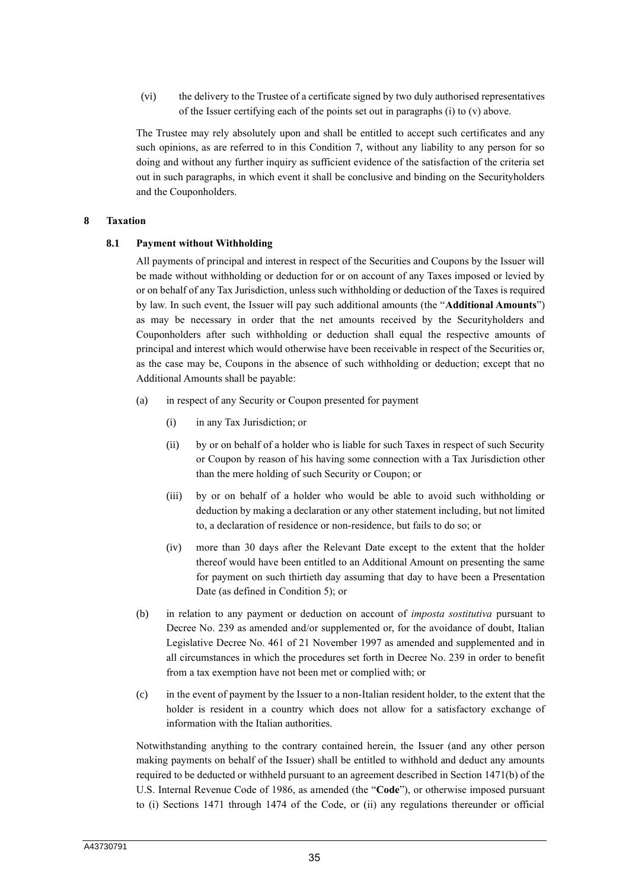(vi) the delivery to the Trustee of a certificate signed by two duly authorised representatives of the Issuer certifying each of the points set out in paragraphs (i) to (v) above.

The Trustee may rely absolutely upon and shall be entitled to accept such certificates and any such opinions, as are referred to in this Condition 7, without any liability to any person for so doing and without any further inquiry as sufficient evidence of the satisfaction of the criteria set out in such paragraphs, in which event it shall be conclusive and binding on the Securityholders and the Couponholders.

## 8 Taxation

### 8.1 Payment without Withholding

All payments of principal and interest in respect of the Securities and Coupons by the Issuer will be made without withholding or deduction for or on account of any Taxes imposed or levied by or on behalf of any Tax Jurisdiction, unless such withholding or deduction of the Taxes is required by law. In such event, the Issuer will pay such additional amounts (the "**Additional Amounts**") as may be necessary in order that the net amounts received by the Securityholders and Couponholders after such withholding or deduction shall equal the respective amounts of principal and interest which would otherwise have been receivable in respect of the Securities or, as the case may be, Coupons in the absence of such withholding or deduction; except that no Additional Amounts shall be payable:

(a) in respect of any Security or Coupon presented for payment

(i) in any Tax Jurisdiction; or

(ii) by or on behalf of a holder who is liable for such Taxes in respect of such Security or Coupon by reason of his having some connection with a Tax Jurisdiction other than the mere holding of such Security or Coupon; or

(iii) by or on behalf of a holder who would be able to avoid such withholding or deduction by making a declaration or any other statement including, but not limited to, a declaration of residence or non-residence, but fails to do so; or

(iv) more than 30 days after the Relevant Date except to the extent that the holder thereof would have been entitled to an Additional Amount on presenting the same for payment on such thirtieth day assuming that day to have been a Presentation Date (as defined in Condition 5); or

(b) in relation to any payment or deduction on account of *imposta sostitutiva* pursuant to Decree No. 239 as amended and/or supplemented or, for the avoidance of doubt, Italian Legislative Decree No. 461 of 21 November 1997 as amended and supplemented and in all circumstances in which the procedures set forth in Decree No. 239 in order to benefit from a tax exemption have not been met or complied with; or

(c) in the event of payment by the Issuer to a non-Italian resident holder, to the extent that the holder is resident in a country which does not allow for a satisfactory exchange of information with the Italian authorities.

Notwithstanding anything to the contrary contained herein, the Issuer (and any other person making payments on behalf of the Issuer) shall be entitled to withhold and deduct any amounts required to be deducted or withheld pursuant to an agreement described in Section 1471(b) of the U.S. Internal Revenue Code of 1986, as amended (the "**Code**"), or otherwise imposed pursuant to (i) Sections 1471 through 1474 of the Code, or (ii) any regulations thereunder or official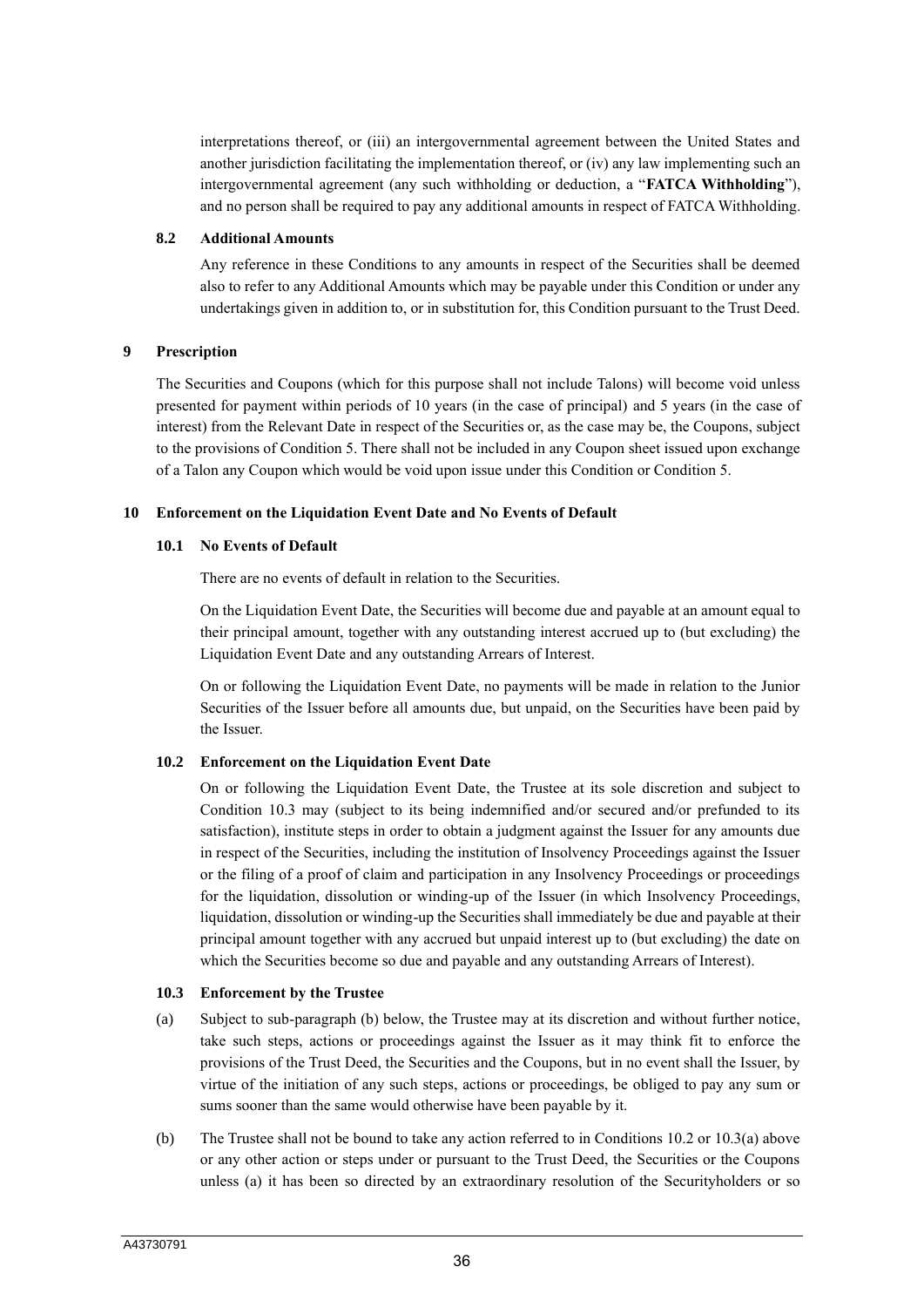interpretations thereof, or (iii) an intergovernmental agreement between the United States and another jurisdiction facilitating the implementation thereof, or (iv) any law implementing such an intergovernmental agreement (any such withholding or deduction, a "**FATCA Withholding**"), and no person shall be required to pay any additional amounts in respect of FATCA Withholding.

### 8.2 Additional Amounts

Any reference in these Conditions to any amounts in respect of the Securities shall be deemed also to refer to any Additional Amounts which may be payable under this Condition or under any undertakings given in addition to, or in substitution for, this Condition pursuant to the Trust Deed.

## 9 Prescription

The Securities and Coupons (which for this purpose shall not include Talons) will become void unless presented for payment within periods of 10 years (in the case of principal) and 5 years (in the case of interest) from the Relevant Date in respect of the Securities or, as the case may be, the Coupons, subject to the provisions of Condition 5. There shall not be included in any Coupon sheet issued upon exchange of a Talon any Coupon which would be void upon issue under this Condition or Condition 5.

## 10 Enforcement on the Liquidation Event Date and No Events of Default

### 10.1 No Events of Default

There are no events of default in relation to the Securities.

On the Liquidation Event Date, the Securities will become due and payable at an amount equal to their principal amount, together with any outstanding interest accrued up to (but excluding) the Liquidation Event Date and any outstanding Arrears of Interest.

On or following the Liquidation Event Date, no payments will be made in relation to the Junior Securities of the Issuer before all amounts due, but unpaid, on the Securities have been paid by the Issuer.

### 10.2 Enforcement on the Liquidation Event Date

On or following the Liquidation Event Date, the Trustee at its sole discretion and subject to Condition 10.3 may (subject to its being indemnified and/or secured and/or prefunded to its satisfaction), institute steps in order to obtain a judgment against the Issuer for any amounts due in respect of the Securities, including the institution of Insolvency Proceedings against the Issuer or the filing of a proof of claim and participation in any Insolvency Proceedings or proceedings for the liquidation, dissolution or winding-up of the Issuer (in which Insolvency Proceedings, liquidation, dissolution or winding-up the Securities shall immediately be due and payable at their principal amount together with any accrued but unpaid interest up to (but excluding) the date on which the Securities become so due and payable and any outstanding Arrears of Interest).

### 10.3 Enforcement by the Trustee

(a) Subject to sub-paragraph (b) below, the Trustee may at its discretion and without further notice, take such steps, actions or proceedings against the Issuer as it may think fit to enforce the provisions of the Trust Deed, the Securities and the Coupons, but in no event shall the Issuer, by virtue of the initiation of any such steps, actions or proceedings, be obliged to pay any sum or sums sooner than the same would otherwise have been payable by it.

(b) The Trustee shall not be bound to take any action referred to in Conditions 10.2 or 10.3(a) above or any other action or steps under or pursuant to the Trust Deed, the Securities or the Coupons unless (a) it has been so directed by an extraordinary resolution of the Securityholders or so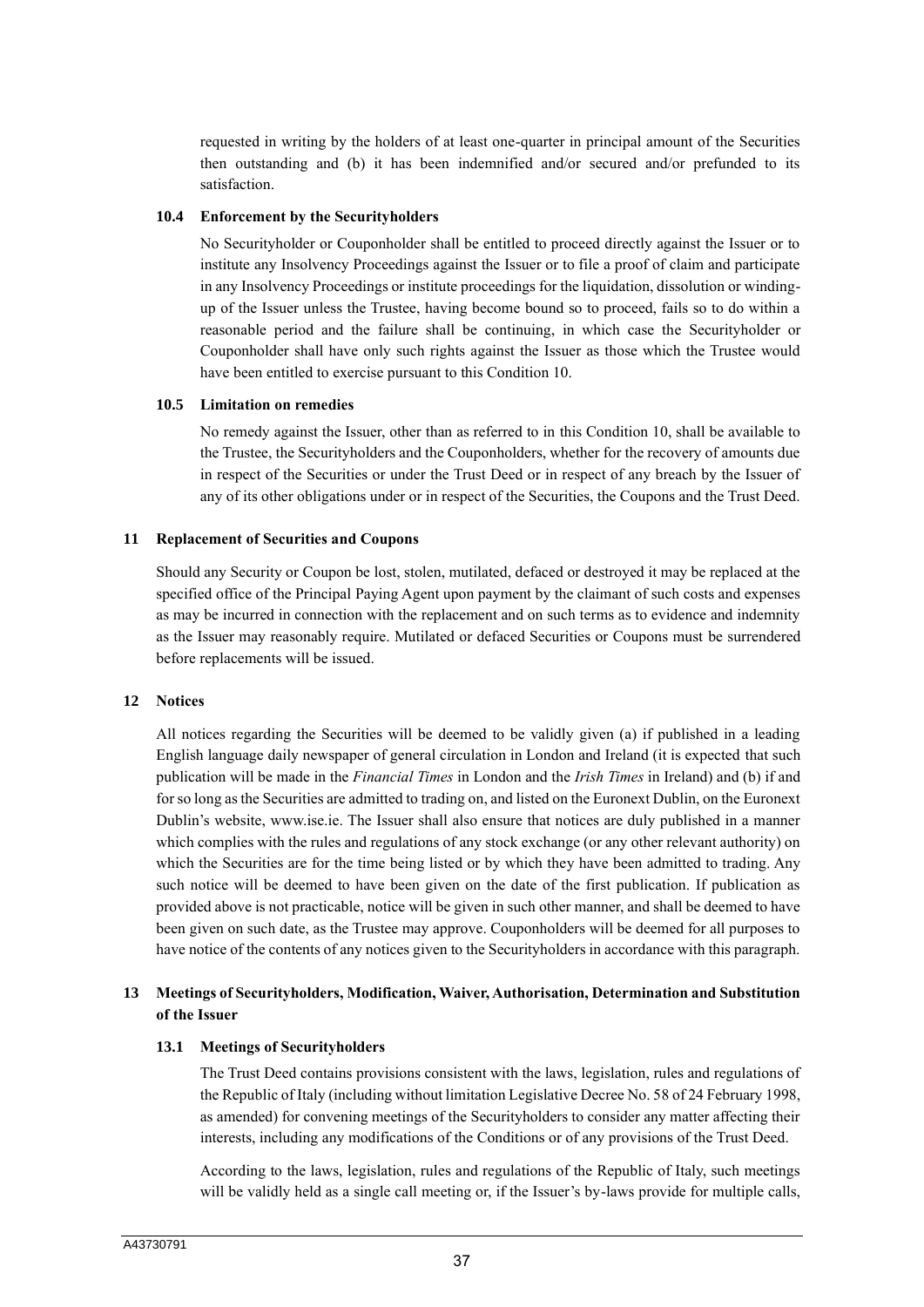requested in writing by the holders of at least one-quarter in principal amount of the Securities then outstanding and (b) it has been indemnified and/or secured and/or prefunded to its satisfaction.

### 10.4 Enforcement by the Securityholders

No Securityholder or Couponholder shall be entitled to proceed directly against the Issuer or to institute any Insolvency Proceedings against the Issuer or to file a proof of claim and participate in any Insolvency Proceedings or institute proceedings for the liquidation, dissolution or winding-up of the Issuer unless the Trustee, having become bound so to proceed, fails so to do within a reasonable period and the failure shall be continuing, in which case the Securityholder or Couponholder shall have only such rights against the Issuer as those which the Trustee would have been entitled to exercise pursuant to this Condition 10.

### 10.5 Limitation on remedies

No remedy against the Issuer, other than as referred to in this Condition 10, shall be available to the Trustee, the Securityholders and the Couponholders, whether for the recovery of amounts due in respect of the Securities or under the Trust Deed or in respect of any breach by the Issuer of any of its other obligations under or in respect of the Securities, the Coupons and the Trust Deed.

## 11 Replacement of Securities and Coupons

Should any Security or Coupon be lost, stolen, mutilated, defaced or destroyed it may be replaced at the specified office of the Principal Paying Agent upon payment by the claimant of such costs and expenses as may be incurred in connection with the replacement and on such terms as to evidence and indemnity as the Issuer may reasonably require. Mutilated or defaced Securities or Coupons must be surrendered before replacements will be issued.

## 12 Notices

All notices regarding the Securities will be deemed to be validly given (a) if published in a leading English language daily newspaper of general circulation in London and Ireland (it is expected that such publication will be made in the *Financial Times* in London and the *Irish Times* in Ireland) and (b) if and for so long as the Securities are admitted to trading on, and listed on the Euronext Dublin, on the Euronext Dublin's website, www.ise.ie. The Issuer shall also ensure that notices are duly published in a manner which complies with the rules and regulations of any stock exchange (or any other relevant authority) on which the Securities are for the time being listed or by which they have been admitted to trading. Any such notice will be deemed to have been given on the date of the first publication. If publication as provided above is not practicable, notice will be given in such other manner, and shall be deemed to have been given on such date, as the Trustee may approve. Couponholders will be deemed for all purposes to have notice of the contents of any notices given to the Securityholders in accordance with this paragraph.

## 13 Meetings of Securityholders, Modification, Waiver, Authorisation, Determination and Substitution of the Issuer

### 13.1 Meetings of Securityholders

The Trust Deed contains provisions consistent with the laws, legislation, rules and regulations of the Republic of Italy (including without limitation Legislative Decree No. 58 of 24 February 1998, as amended) for convening meetings of the Securityholders to consider any matter affecting their interests, including any modifications of the Conditions or of any provisions of the Trust Deed.

According to the laws, legislation, rules and regulations of the Republic of Italy, such meetings will be validly held as a single call meeting or, if the Issuer's by-laws provide for multiple calls,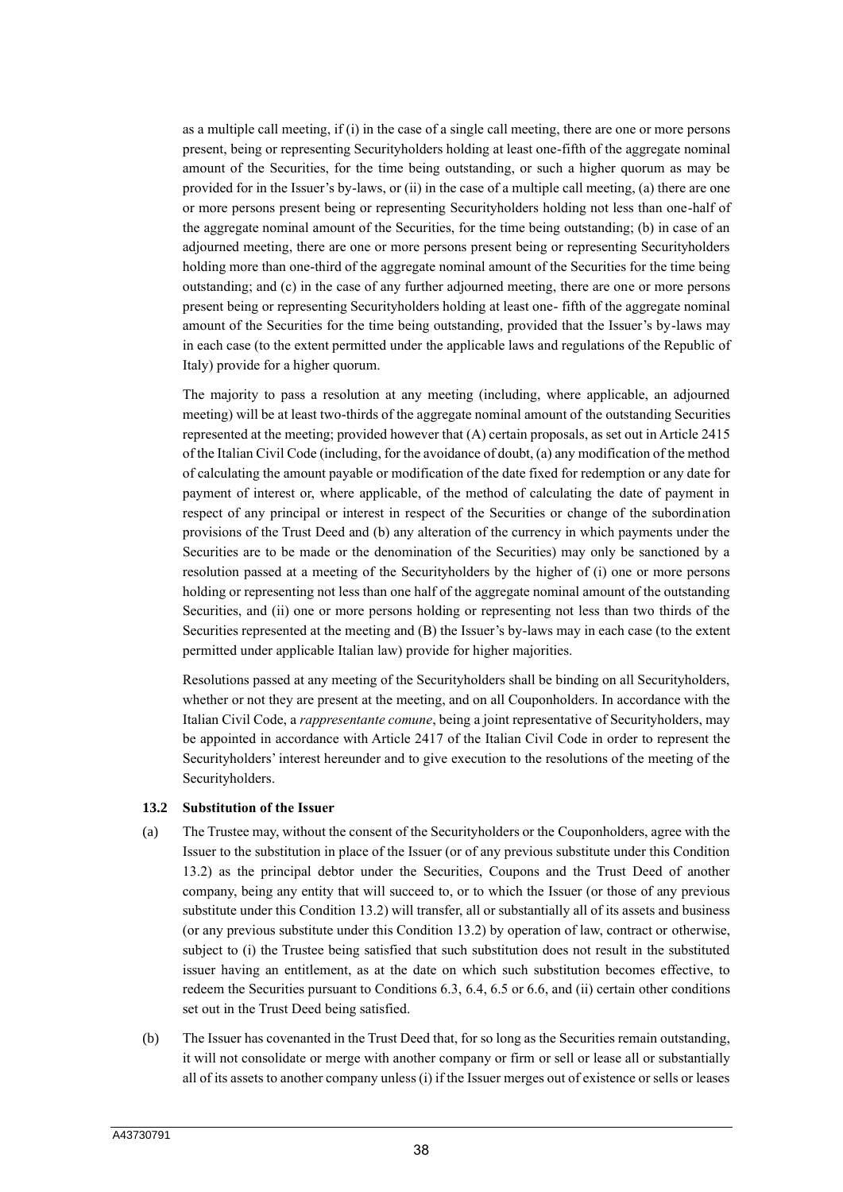as a multiple call meeting, if (i) in the case of a single call meeting, there are one or more persons present, being or representing Securityholders holding at least one-fifth of the aggregate nominal amount of the Securities, for the time being outstanding, or such a higher quorum as may be provided for in the Issuer's by-laws, or (ii) in the case of a multiple call meeting, (a) there are one or more persons present being or representing Securityholders holding not less than one-half of the aggregate nominal amount of the Securities, for the time being outstanding; (b) in case of an adjourned meeting, there are one or more persons present being or representing Securityholders holding more than one-third of the aggregate nominal amount of the Securities for the time being outstanding; and (c) in the case of any further adjourned meeting, there are one or more persons present being or representing Securityholders holding at least one- fifth of the aggregate nominal amount of the Securities for the time being outstanding, provided that the Issuer's by-laws may in each case (to the extent permitted under the applicable laws and regulations of the Republic of Italy) provide for a higher quorum.

The majority to pass a resolution at any meeting (including, where applicable, an adjourned meeting) will be at least two-thirds of the aggregate nominal amount of the outstanding Securities represented at the meeting; provided however that (A) certain proposals, as set out in Article 2415 of the Italian Civil Code (including, for the avoidance of doubt, (a) any modification of the method of calculating the amount payable or modification of the date fixed for redemption or any date for payment of interest or, where applicable, of the method of calculating the date of payment in respect of any principal or interest in respect of the Securities or change of the subordination provisions of the Trust Deed and (b) any alteration of the currency in which payments under the Securities are to be made or the denomination of the Securities) may only be sanctioned by a resolution passed at a meeting of the Securityholders by the higher of (i) one or more persons holding or representing not less than one half of the aggregate nominal amount of the outstanding Securities, and (ii) one or more persons holding or representing not less than two thirds of the Securities represented at the meeting and (B) the Issuer's by-laws may in each case (to the extent permitted under applicable Italian law) provide for higher majorities.

Resolutions passed at any meeting of the Securityholders shall be binding on all Securityholders, whether or not they are present at the meeting, and on all Couponholders. In accordance with the Italian Civil Code, a *rappresentante comune*, being a joint representative of Securityholders, may be appointed in accordance with Article 2417 of the Italian Civil Code in order to represent the Securityholders' interest hereunder and to give execution to the resolutions of the meeting of the Securityholders.

**13.2 Substitution of the Issuer**

(a) The Trustee may, without the consent of the Securityholders or the Couponholders, agree with the Issuer to the substitution in place of the Issuer (or of any previous substitute under this Condition 13.2) as the principal debtor under the Securities, Coupons and the Trust Deed of another company, being any entity that will succeed to, or to which the Issuer (or those of any previous substitute under this Condition 13.2) will transfer, all or substantially all of its assets and business (or any previous substitute under this Condition 13.2) by operation of law, contract or otherwise, subject to (i) the Trustee being satisfied that such substitution does not result in the substituted issuer having an entitlement, as at the date on which such substitution becomes effective, to redeem the Securities pursuant to Conditions 6.3, 6.4, 6.5 or 6.6, and (ii) certain other conditions set out in the Trust Deed being satisfied.

(b) The Issuer has covenanted in the Trust Deed that, for so long as the Securities remain outstanding, it will not consolidate or merge with another company or firm or sell or lease all or substantially all of its assets to another company unless (i) if the Issuer merges out of existence or sells or leases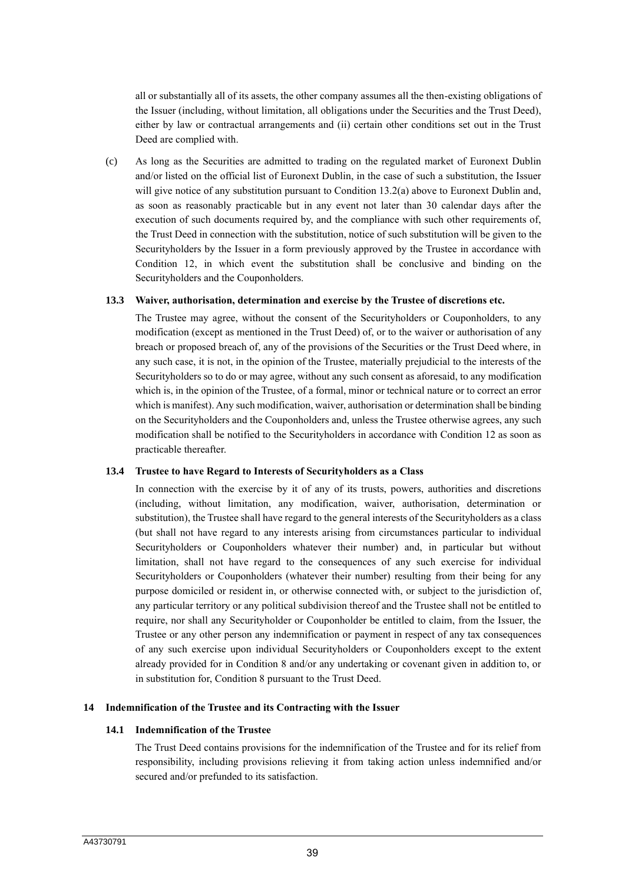all or substantially all of its assets, the other company assumes all the then-existing obligations of the Issuer (including, without limitation, all obligations under the Securities and the Trust Deed), either by law or contractual arrangements and (ii) certain other conditions set out in the Trust Deed are complied with.

(c) As long as the Securities are admitted to trading on the regulated market of Euronext Dublin and/or listed on the official list of Euronext Dublin, in the case of such a substitution, the Issuer will give notice of any substitution pursuant to Condition 13.2(a) above to Euronext Dublin and, as soon as reasonably practicable but in any event not later than 30 calendar days after the execution of such documents required by, and the compliance with such other requirements of, the Trust Deed in connection with the substitution, notice of such substitution will be given to the Securityholders by the Issuer in a form previously approved by the Trustee in accordance with Condition 12, in which event the substitution shall be conclusive and binding on the Securityholders and the Couponholders.

### 13.3 Waiver, authorisation, determination and exercise by the Trustee of discretions etc.

The Trustee may agree, without the consent of the Securityholders or Couponholders, to any modification (except as mentioned in the Trust Deed) of, or to the waiver or authorisation of any breach or proposed breach of, any of the provisions of the Securities or the Trust Deed where, in any such case, it is not, in the opinion of the Trustee, materially prejudicial to the interests of the Securityholders so to do or may agree, without any such consent as aforesaid, to any modification which is, in the opinion of the Trustee, of a formal, minor or technical nature or to correct an error which is manifest). Any such modification, waiver, authorisation or determination shall be binding on the Securityholders and the Couponholders and, unless the Trustee otherwise agrees, any such modification shall be notified to the Securityholders in accordance with Condition 12 as soon as practicable thereafter.

### 13.4 Trustee to have Regard to Interests of Securityholders as a Class

In connection with the exercise by it of any of its trusts, powers, authorities and discretions (including, without limitation, any modification, waiver, authorisation, determination or substitution), the Trustee shall have regard to the general interests of the Securityholders as a class (but shall not have regard to any interests arising from circumstances particular to individual Securityholders or Couponholders whatever their number) and, in particular but without limitation, shall not have regard to the consequences of any such exercise for individual Securityholders or Couponholders (whatever their number) resulting from their being for any purpose domiciled or resident in, or otherwise connected with, or subject to the jurisdiction of, any particular territory or any political subdivision thereof and the Trustee shall not be entitled to require, nor shall any Securityholder or Couponholder be entitled to claim, from the Issuer, the Trustee or any other person any indemnification or payment in respect of any tax consequences of any such exercise upon individual Securityholders or Couponholders except to the extent already provided for in Condition 8 and/or any undertaking or covenant given in addition to, or in substitution for, Condition 8 pursuant to the Trust Deed.

## 14 Indemnification of the Trustee and its Contracting with the Issuer

### 14.1 Indemnification of the Trustee

The Trust Deed contains provisions for the indemnification of the Trustee and for its relief from responsibility, including provisions relieving it from taking action unless indemnified and/or secured and/or prefunded to its satisfaction.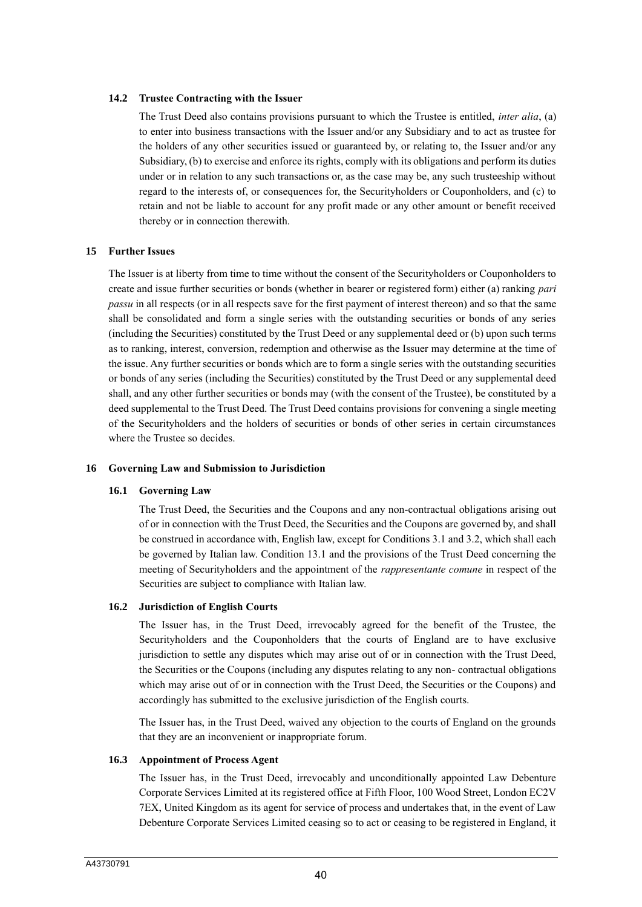### 14.2 Trustee Contracting with the Issuer

The Trust Deed also contains provisions pursuant to which the Trustee is entitled, *inter alia*, (a) to enter into business transactions with the Issuer and/or any Subsidiary and to act as trustee for the holders of any other securities issued or guaranteed by, or relating to, the Issuer and/or any Subsidiary, (b) to exercise and enforce its rights, comply with its obligations and perform its duties under or in relation to any such transactions or, as the case may be, any such trusteeship without regard to the interests of, or consequences for, the Securityholders or Couponholders, and (c) to retain and not be liable to account for any profit made or any other amount or benefit received thereby or in connection therewith.

## 15 Further Issues

The Issuer is at liberty from time to time without the consent of the Securityholders or Couponholders to create and issue further securities or bonds (whether in bearer or registered form) either (a) ranking *pari passu* in all respects (or in all respects save for the first payment of interest thereon) and so that the same shall be consolidated and form a single series with the outstanding securities or bonds of any series (including the Securities) constituted by the Trust Deed or any supplemental deed or (b) upon such terms as to ranking, interest, conversion, redemption and otherwise as the Issuer may determine at the time of the issue. Any further securities or bonds which are to form a single series with the outstanding securities or bonds of any series (including the Securities) constituted by the Trust Deed or any supplemental deed shall, and any other further securities or bonds may (with the consent of the Trustee), be constituted by a deed supplemental to the Trust Deed. The Trust Deed contains provisions for convening a single meeting of the Securityholders and the holders of securities or bonds of other series in certain circumstances where the Trustee so decides.

## 16 Governing Law and Submission to Jurisdiction

### 16.1 Governing Law

The Trust Deed, the Securities and the Coupons and any non-contractual obligations arising out of or in connection with the Trust Deed, the Securities and the Coupons are governed by, and shall be construed in accordance with, English law, except for Conditions 3.1 and 3.2, which shall each be governed by Italian law. Condition 13.1 and the provisions of the Trust Deed concerning the meeting of Securityholders and the appointment of the *rappresentante comune* in respect of the Securities are subject to compliance with Italian law.

### 16.2 Jurisdiction of English Courts

The Issuer has, in the Trust Deed, irrevocably agreed for the benefit of the Trustee, the Securityholders and the Couponholders that the courts of England are to have exclusive jurisdiction to settle any disputes which may arise out of or in connection with the Trust Deed, the Securities or the Coupons (including any disputes relating to any non- contractual obligations which may arise out of or in connection with the Trust Deed, the Securities or the Coupons) and accordingly has submitted to the exclusive jurisdiction of the English courts.

The Issuer has, in the Trust Deed, waived any objection to the courts of England on the grounds that they are an inconvenient or inappropriate forum.

### 16.3 Appointment of Process Agent

The Issuer has, in the Trust Deed, irrevocably and unconditionally appointed Law Debenture Corporate Services Limited at its registered office at Fifth Floor, 100 Wood Street, London EC2V 7EX, United Kingdom as its agent for service of process and undertakes that, in the event of Law Debenture Corporate Services Limited ceasing so to act or ceasing to be registered in England, it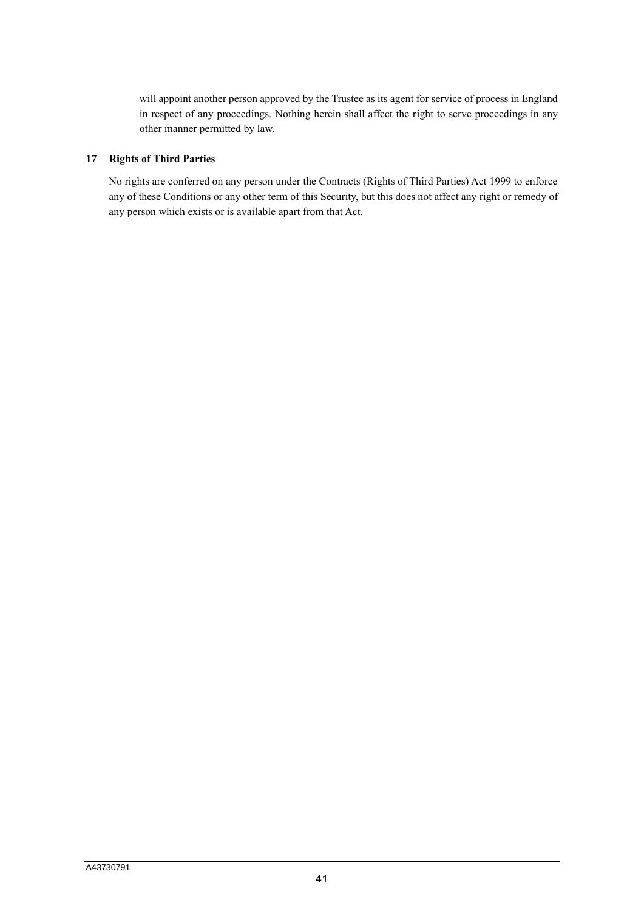will appoint another person approved by the Trustee as its agent for service of process in England in respect of any proceedings. Nothing herein shall affect the right to serve proceedings in any other manner permitted by law.

## 17 Rights of Third Parties

No rights are conferred on any person under the Contracts (Rights of Third Parties) Act 1999 to enforce any of these Conditions or any other term of this Security, but this does not affect any right or remedy of any person which exists or is available apart from that Act.